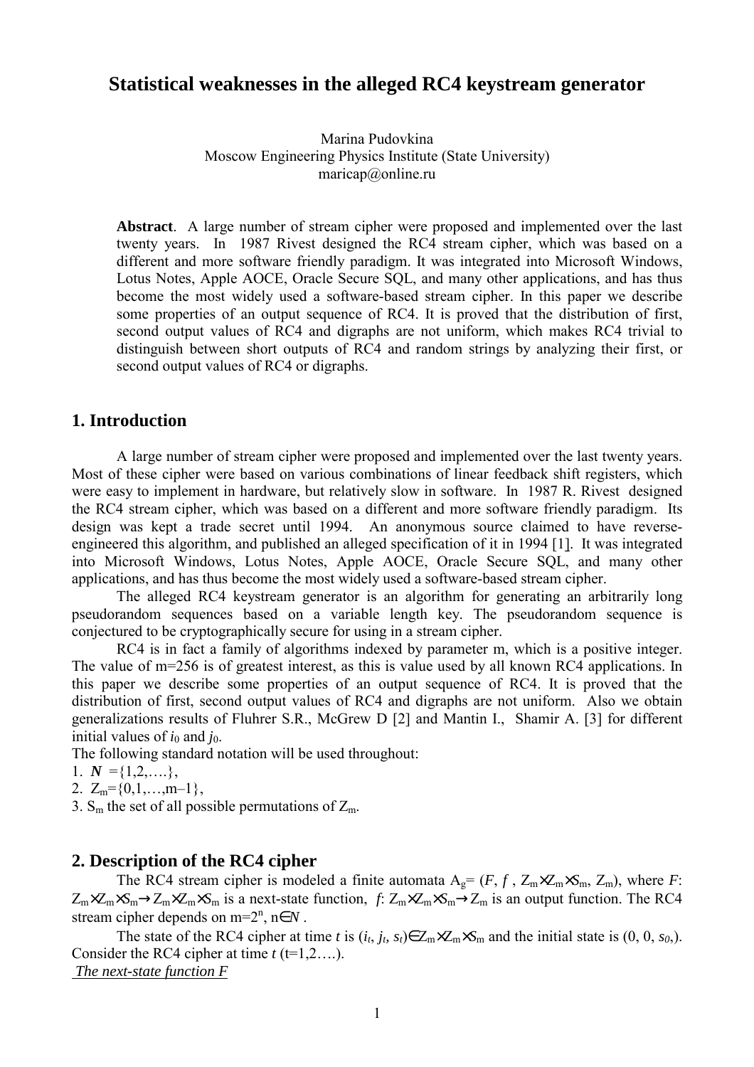# Statistical weaknesses in the alleged RC4 keystream generator

Marina Pudovkina
Moscow Engineering Physics Institute (State University)
maricap@online.ru

**Abstract**. A large number of stream cipher were proposed and implemented over the last twenty years. In 1987 Rivest designed the RC4 stream cipher, which was based on a different and more software friendly paradigm. It was integrated into Microsoft Windows, Lotus Notes, Apple AOCE, Oracle Secure SQL, and many other applications, and has thus become the most widely used a software-based stream cipher. In this paper we describe some properties of an output sequence of RC4. It is proved that the distribution of first, second output values of RC4 and digraphs are not uniform, which makes RC4 trivial to distinguish between short outputs of RC4 and random strings by analyzing their first, or second output values of RC4 or digraphs.

## 1. Introduction

A large number of stream cipher were proposed and implemented over the last twenty years. Most of these cipher were based on various combinations of linear feedback shift registers, which were easy to implement in hardware, but relatively slow in software. In 1987 R. Rivest designed the RC4 stream cipher, which was based on a different and more software friendly paradigm. Its design was kept a trade secret until 1994. An anonymous source claimed to have reverse-engineered this algorithm, and published an alleged specification of it in 1994 [1]. It was integrated into Microsoft Windows, Lotus Notes, Apple AOCE, Oracle Secure SQL, and many other applications, and has thus become the most widely used a software-based stream cipher.

The alleged RC4 keystream generator is an algorithm for generating an arbitrarily long pseudorandom sequences based on a variable length key. The pseudorandom sequence is conjectured to be cryptographically secure for using in a stream cipher.

RC4 is in fact a family of algorithms indexed by parameter m, which is a positive integer. The value of m=256 is of greatest interest, as this is value used by all known RC4 applications. In this paper we describe some properties of an output sequence of RC4. It is proved that the distribution of first, second output values of RC4 and digraphs are not uniform. Also we obtain generalizations results of Fluhrer S.R., McGrew D [2] and Mantin I., Shamir A. [3] for different initial values of $i_0$ and $j_0$.

The following standard notation will be used throughout:

1. $\boldsymbol{N} = \{1,2,\ldots\}$,
2. $Z_m=\{0,1,\ldots,m-1\}$,
3. $S_m$ the set of all possible permutations of $Z_m$.

## 2. Description of the RC4 cipher

The RC4 stream cipher is modeled a finite automata $A_g= (F, f, Z_m\times Z_m\times S_m, Z_m)$, where $F$: $Z_m\times Z_m\times S_m\to Z_m\times Z_m\times S_m$ is a next-state function, $f$: $Z_m\times Z_m\times S_m\to Z_m$ is an output function. The RC4 stream cipher depends on $m=2^n$, $n\in \boldsymbol{N}$.

The state of the RC4 cipher at time $t$ is $(i_t, j_t, s_t)\in Z_m\times Z_m\times S_m$ and the initial state is $(0, 0, s_0)$. Consider the RC4 cipher at time $t$ ($t=1,2\ldots$).

*The next-state function F*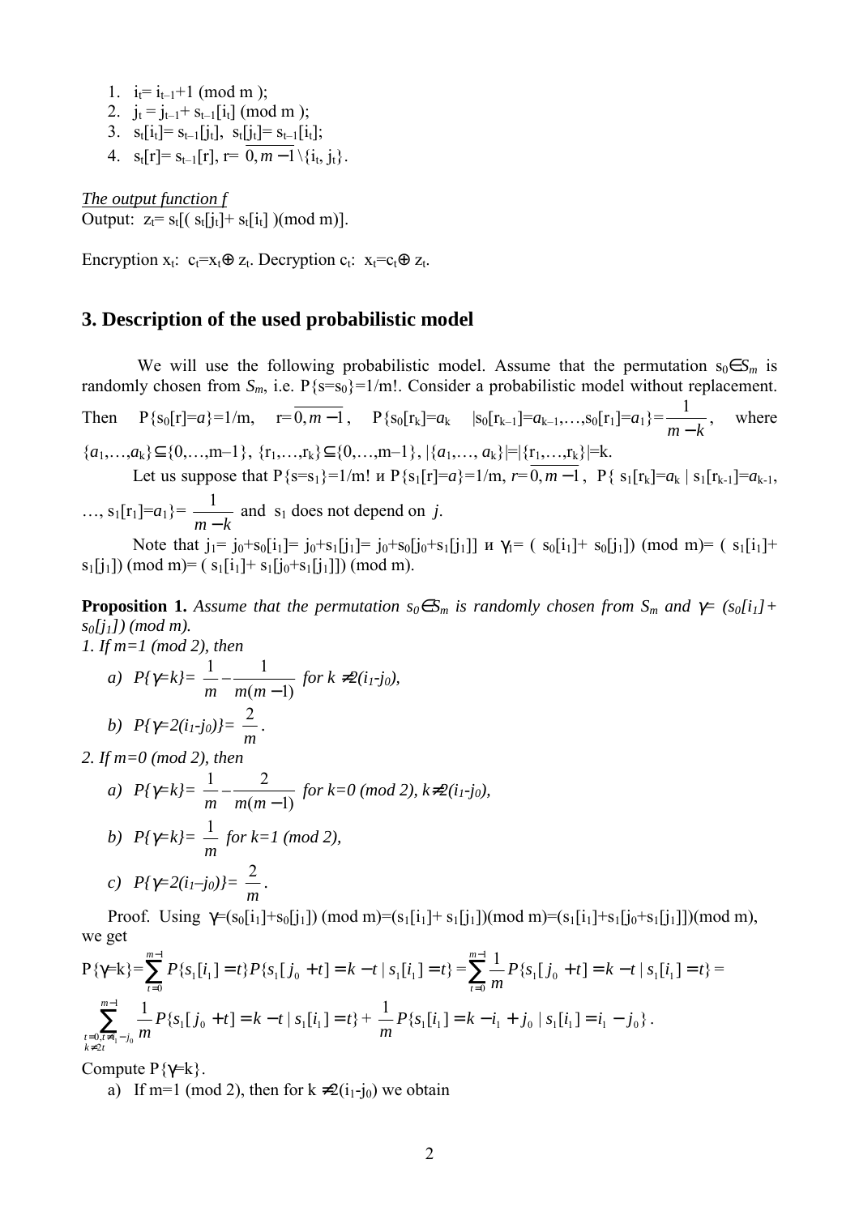1. $i_t = i_{t-1}+1 \pmod m$ ;
2. $j_t = j_{t-1} + s_{t-1}[i_t] \pmod m$ ;
3. $s_t[i_t] = s_{t-1}[j_t]$, $s_t[j_t] = s_{t-1}[i_t]$;
4. $s_t[r] = s_{t-1}[r]$, $r = \overline{0, m-1} \setminus \{i_t, j_t\}$.

*The output function f*

Output: $z_t = s_t[(s_t[j_t] + s_t[i_t]) \pmod m]$.

Encryption $x_t$: $c_t = x_t \oplus z_t$. Decryption $c_t$: $x_t = c_t \oplus z_t$.

## 3. Description of the used probabilistic model

We will use the following probabilistic model. Assume that the permutation $s_0 \in S_m$ is randomly chosen from $S_m$, i.e. $P\{s=s_0\}=1/m!$. Consider a probabilistic model without replacement. Then $P\{s_0[r]=a\}=1/m$, $r=\overline{0,m-1}$, $P\{s_0[r_k]=a_k \mid s_0[r_{k-1}]=a_{k-1},\ldots,s_0[r_1]=a_1\}=\dfrac{1}{m-k}$, where $\{a_1,\ldots,a_k\} \subseteq \{0,\ldots,m-1\}$, $\{r_1,\ldots,r_k\} \subseteq \{0,\ldots,m-1\}$, $|\{a_1,\ldots,a_k\}|=|\{r_1,\ldots,r_k\}|=k$.

Let us suppose that $P\{s=s_1\}=1/m!$ и $P\{s_1[r]=a\}=1/m$, $r=\overline{0,m-1}$, $P\{s_1[r_k]=a_k \mid s_1[r_{k-1}]=a_{k-1}, \ldots, s_1[r_1]=a_1\}=\dfrac{1}{m-k}$ and $s_1$ does not depend on $j$.

Note that $j_1= j_0+s_0[i_1]= j_0+s_1[j_1]= j_0+s_0[j_0+s_1[j_1]]$ и $\gamma_1= (s_0[i_1]+ s_0[j_1]) \pmod m= (s_1[i_1]+ s_1[j_1]) \pmod m= (s_1[i_1]+ s_1[j_0+s_1[j_1]]) \pmod m$.

**Proposition 1.** *Assume that the permutation $s_0 \in S_m$ is randomly chosen from $S_m$ and $\gamma= (s_0[i_1]+ s_0[j_1]) \pmod m$.*

*1. If $m=1 \pmod 2$, then*

*a) $P\{\gamma=k\}= \dfrac{1}{m}-\dfrac{1}{m(m-1)}$ for $k \neq 2(i_1-j_0)$,*

*b) $P\{\gamma=2(i_1-j_0)\}= \dfrac{2}{m}$.*

*2. If $m=0 \pmod 2$, then*

*a) $P\{\gamma=k\}= \dfrac{1}{m}-\dfrac{2}{m(m-1)}$ for $k=0 \pmod 2$, $k\neq 2(i_1-j_0)$,*

*b) $P\{\gamma=k\}= \dfrac{1}{m}$ for $k=1 \pmod 2$,*

*c) $P\{\gamma=2(i_1-j_0)\}= \dfrac{2}{m}$.*

Proof. Using $\gamma=(s_0[i_1]+s_0[j_1]) \pmod m=(s_1[i_1]+ s_1[j_1]) \pmod m=(s_1[i_1]+s_1[j_0+s_1[j_1]]) \pmod m$, we get

$$P\{\gamma=k\}=\sum_{t=0}^{m-1} P\{s_1[i_1]=t\}P\{s_1[j_0+t]=k-t \mid s_1[i_1]=t\}=\sum_{t=0}^{m-1}\frac{1}{m}P\{s_1[j_0+t]=k-t \mid s_1[i_1]=t\}=$$

$$\sum_{\substack{t=0,\, t\neq i_1-j_0 \\ k\neq 2t}}^{m-1} \frac{1}{m}P\{s_1[j_0+t]=k-t \mid s_1[i_1]=t\}+\frac{1}{m}P\{s_1[i_1]=k-i_1+j_0 \mid s_1[i_1]=i_1-j_0\}.$$

Compute $P\{\gamma=k\}$.

a) If $m=1 \pmod 2$, then for $k \neq 2(i_1-j_0)$ we obtain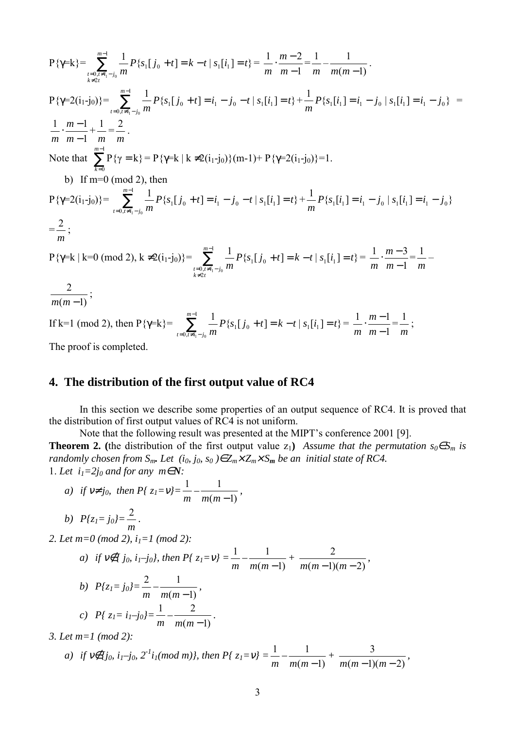P{γ=k}= $\sum_{\substack{t=0, t\neq i_1-j_0 \\ k\neq 2t}}^{m-1} \frac{1}{m} P\{s_1[j_0+t]=k-t \mid s_1[i_1]=t\} = \frac{1}{m}\cdot\frac{m-2}{m-1} = \frac{1}{m} - \frac{1}{m(m-1)}$.

P{γ=2(i1-j0)}= $\sum_{t=0, t\neq i_1-j_0}^{m-1} \frac{1}{m} P\{s_1[j_0+t]=i_1-j_0-t \mid s_1[i_1]=t\} + \frac{1}{m} P\{s_1[i_1]=i_1-j_0 \mid s_1[i_1]=i_1-j_0\}$ = $\frac{1}{m}\cdot\frac{m-1}{m-1} + \frac{1}{m} = \frac{2}{m}$.

Note that $\sum_{k=0}^{m-1}$ P{γ = k} = P{γ=k | k ≠2(i1-j0)}(m-1)+ P{γ=2(i1-j0)}=1.

b) If m=0 (mod 2), then

P{γ=2(i1-j0)}= $\sum_{t=0, t\neq i_1-j_0}^{m-1} \frac{1}{m} P\{s_1[j_0+t]=i_1-j_0-t \mid s_1[i_1]=t\} + \frac{1}{m} P\{s_1[i_1]=i_1-j_0 \mid s_1[i_1]=i_1-j_0\}$ $=\frac{2}{m}$;

P{γ=k | k=0 (mod 2), k ≠2(i1-j0)}= $\sum_{\substack{t=0, t\neq i_1-j_0 \\ k\neq 2t}}^{m-1} \frac{1}{m} P\{s_1[j_0+t]=k-t \mid s_1[i_1]=t\} = \frac{1}{m}\cdot\frac{m-3}{m-1} = \frac{1}{m} - \frac{2}{m(m-1)}$;

If k=1 (mod 2), then P{γ=k}= $\sum_{t=0, t\neq i_1-j_0}^{m-1} \frac{1}{m} P\{s_1[j_0+t]=k-t \mid s_1[i_1]=t\} = \frac{1}{m}\cdot\frac{m-1}{m-1} = \frac{1}{m}$;

The proof is completed.

## 4. The distribution of the first output value of RC4

In this section we describe some properties of an output sequence of RC4. It is proved that the distribution of first output values of RC4 is not uniform.

Note that the following result was presented at the MIPT's conference 2001 [9].

**Theorem 2. (**the distribution of the first output value $z_1$**)** *Assume that the permutation $s_0 \in S_m$ is randomly chosen from $S_m$. Let $(i_0, j_0, s_0) \in Z_m \times Z_m \times S_m$ be an initial state of RC4.*

1. *Let $i_1=2j_0$ and for any $m \in N$:*

   *a) if $\nu \neq j_0$, then $P\{z_1=\nu\} = \frac{1}{m} - \frac{1}{m(m-1)}$,*

   *b) $P\{z_1=j_0\} = \frac{2}{m}$.*

2. *Let m=0 (mod 2), $i_1$=1 (mod 2):*

   *a) if $\nu \notin \{j_0, i_1-j_0\}$, then $P\{z_1=\nu\} = \frac{1}{m} - \frac{1}{m(m-1)} + \frac{2}{m(m-1)(m-2)}$,*

   *b) $P\{z_1=j_0\} = \frac{2}{m} - \frac{1}{m(m-1)}$,*

   *c) $P\{z_1=i_1-j_0\} = \frac{1}{m} - \frac{2}{m(m-1)}$.*

3. *Let m=1 (mod 2):*

   *a) if $\nu \notin \{j_0, i_1-j_0, 2^{-1}i_1 (mod\ m)\}$, then $P\{z_1=\nu\} = \frac{1}{m} - \frac{1}{m(m-1)} + \frac{3}{m(m-1)(m-2)}$,*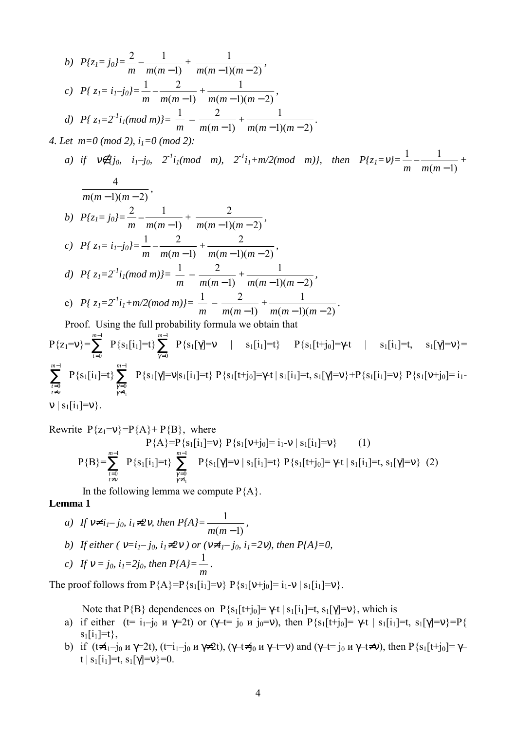b) $P\{z_1 = j_0\} = \frac{2}{m} - \frac{1}{m(m-1)} + \frac{1}{m(m-1)(m-2)}$,

c) $P\{ z_1 = i_1 - j_0\} = \frac{1}{m} - \frac{2}{m(m-1)} + \frac{1}{m(m-1)(m-2)}$,

d) $P\{ z_1 = 2^{-1}i_1 (mod\ m)\} = \frac{1}{m} - \frac{2}{m(m-1)} + \frac{1}{m(m-1)(m-2)}$.

*4. Let $m = 0\ (mod\ 2)$, $i_1 = 0\ (mod\ 2)$:*

a) if $\nu \notin \{j_0,\ i_1 - j_0,\ 2^{-1}i_1 (mod\ m),\ 2^{-1}i_1 + m/2 (mod\ m)\}$, then $P\{z_1 = \nu\} = \frac{1}{m} - \frac{1}{m(m-1)} + \frac{4}{m(m-1)(m-2)}$,

b) $P\{z_1 = j_0\} = \frac{2}{m} - \frac{1}{m(m-1)} + \frac{2}{m(m-1)(m-2)}$,

c) $P\{ z_1 = i_1 - j_0\} = \frac{1}{m} - \frac{2}{m(m-1)} + \frac{2}{m(m-1)(m-2)}$,

d) $P\{ z_1 = 2^{-1}i_1 (mod\ m)\} = \frac{1}{m} - \frac{2}{m(m-1)} + \frac{1}{m(m-1)(m-2)}$,

e) $P\{ z_1 = 2^{-1}i_1 + m/2 (mod\ m)\} = \frac{1}{m} - \frac{2}{m(m-1)} + \frac{1}{m(m-1)(m-2)}$.

Proof. Using the full probability formula we obtain that

$$P\{z_1=\nu\}=\sum_{t=0}^{m-1} P\{s_1[i_1]=t\}\sum_{\gamma=0}^{m-1} P\{s_1[\gamma]=\nu \mid s_1[i_1]=t\}\ P\{s_1[t+j_0]=\gamma-t \mid s_1[i_1]=t,\ s_1[\gamma]=\nu\}=$$

$$\sum_{\substack{t=0\\ t\neq\nu}}^{m-1} P\{s_1[i_1]=t\}\sum_{\substack{\gamma=0\\ \gamma\neq i_1}}^{m-1} P\{s_1[\gamma]=\nu|s_1[i_1]=t\}\ P\{s_1[t+j_0]=\gamma-t \mid s_1[i_1]=t,\ s_1[\gamma]=\nu\}+P\{s_1[i_1]=\nu\}\ P\{s_1[\nu+j_0]=i_1-\nu \mid s_1[i_1]=\nu\}.$$

Rewrite $P\{z_1=\nu\}=P\{A\}+P\{B\}$, where

$$P\{A\}=P\{s_1[i_1]=\nu\}\ P\{s_1[\nu+j_0]=i_1-\nu \mid s_1[i_1]=\nu\} \qquad (1)$$

$$P\{B\}=\sum_{\substack{t=0\\ t\neq\nu}}^{m-1} P\{s_1[i_1]=t\}\sum_{\substack{\gamma=0\\ \gamma\neq i_1}}^{m-1} P\{s_1[\gamma]=\nu \mid s_1[i_1]=t\}\ P\{s_1[t+j_0]=\gamma-t \mid s_1[i_1]=t,\ s_1[\gamma]=\nu\} \quad (2)$$

In the following lemma we compute $P\{A\}$.

**Lemma 1**

a) *If $\nu \neq i_1 - j_0$, $i_1 \neq 2\nu$, then* $P\{A\} = \frac{1}{m(m-1)}$,

b) *If either ( $\nu = i_1 - j_0$, $i_1 \neq 2\nu$ ) or ($\nu \neq i_1 - j_0$, $i_1 = 2\nu$), then $P\{A\}=0$,*

c) *If $\nu = j_0$, $i_1 = 2j_0$, then* $P\{A\} = \frac{1}{m}$.

The proof follows from $P\{A\}=P\{s_1[i_1]=\nu\}\ P\{s_1[\nu+j_0]=i_1-\nu \mid s_1[i_1]=\nu\}$.

Note that $P\{B\}$ dependences on $P\{s_1[t+j_0]=\gamma-t \mid s_1[i_1]=t,\ s_1[\gamma]=\nu\}$, which is

a) if either ($t=i_1-j_0$ и $\gamma=2t$) or ($\gamma-t=j_0$ и $j_0=\nu$), then $P\{s_1[t+j_0]=\gamma-t \mid s_1[i_1]=t,\ s_1[\gamma]=\nu\}=P\{s_1[i_1]=t\}$,

b) if ($t\neq i_1-j_0$ и $\gamma=2t$), ($t=i_1-j_0$ и $\gamma\neq 2t$), ($\gamma-t\neq j_0$ и $\gamma-t=\nu$) and ($\gamma-t=j_0$ и $\gamma-t\neq\nu$), then $P\{s_1[t+j_0]=\gamma-t \mid s_1[i_1]=t,\ s_1[\gamma]=\nu\}=0$.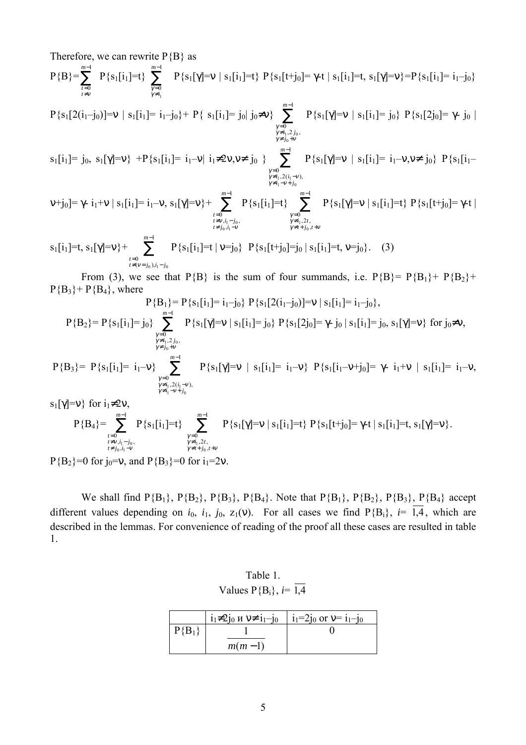Therefore, we can rewrite P{B} as

$$P\{B\}=\sum_{\substack{t=0\\ t\neq\nu}}^{m-1} P\{s_1[i_1]=t\}\sum_{\substack{\gamma=0\\ \gamma\neq i_1}}^{m-1} P\{s_1[\gamma]=\nu \mid s_1[i_1]=t\}\, P\{s_1[t+j_0]=\gamma\text{-}t \mid s_1[i_1]=t,\, s_1[\gamma]=\nu\}=P\{s_1[i_1]=i_1-j_0\}$$

$$P\{s_1[2(i_1-j_0)]=\nu \mid s_1[i_1]=i_1-j_0\}+P\{s_1[i_1]=j_0 \mid j_0\neq\nu\}\sum_{\substack{\gamma=0\\ \gamma\neq i_1,2j_0,\\ \gamma\neq j_0+\nu}}^{m-1} P\{s_1[\gamma]=\nu \mid s_1[i_1]=j_0\}\, P\{s_1[2j_0]=\gamma\text{-}j_0 \mid$$

$$s_1[i_1]=j_0,\, s_1[\gamma]=\nu\}+P\{s_1[i_1]=i_1-\nu \mid i_1\neq 2\nu, \nu\neq j_0\}\sum_{\substack{\gamma=0\\ \gamma\neq i_1,2(i_1-\nu),\\ \gamma\neq i_1-\nu+j_0}}^{m-1} P\{s_1[\gamma]=\nu \mid s_1[i_1]=i_1-\nu, \nu\neq j_0\}\, P\{s_1[i_1-$$

$$\nu+j_0]=\gamma\text{-}i_1+\nu \mid s_1[i_1]=i_1-\nu,\, s_1[\gamma]=\nu\}+\sum_{\substack{t=0\\ t\neq\nu,i_1-j_0,\\ t\neq j_0,i_1-\nu}}^{m-1} P\{s_1[i_1]=t\}\sum_{\substack{\gamma=0\\ \gamma\neq i_1,2t,\\ \gamma\neq t+j_0,t+\nu}}^{m-1} P\{s_1[\gamma]=\nu \mid s_1[i_1]=t\}\, P\{s_1[t+j_0]=\gamma\text{-}t \mid$$

$$s_1[i_1]=t,\, s_1[\gamma]=\nu\}+\sum_{\substack{t=0\\ t\neq(\nu=j_0),i_1-j_0}}^{m-1} P\{s_1[i_1]=t \mid \nu=j_0\}\;\; P\{s_1[t+j_0]=j_0 \mid s_1[i_1]=t,\, \nu=j_0\}. \quad (3)$$

From (3), we see that P{B} is the sum of four summands, i.e. $P\{B\}=P\{B_1\}+P\{B_2\}+P\{B_3\}+P\{B_4\}$, where

$$P\{B_1\}=P\{s_1[i_1]=i_1-j_0\}\, P\{s_1[2(i_1-j_0)]=\nu \mid s_1[i_1]=i_1-j_0\},$$

$$P\{B_2\}=P\{s_1[i_1]=j_0\}\sum_{\substack{\gamma=0\\ \gamma\neq i_1,2j_0,\\ \gamma\neq j_0+\nu}}^{m-1} P\{s_1[\gamma]=\nu \mid s_1[i_1]=j_0\}\, P\{s_1[2j_0]=\gamma\text{-}j_0 \mid s_1[i_1]=j_0,\, s_1[\gamma]=\nu\} \text{ for } j_0\neq\nu,$$

$$P\{B_3\}=P\{s_1[i_1]=i_1-\nu\}\sum_{\substack{\gamma=0\\ \gamma\neq i_1,2(i_1-\nu),\\ \gamma\neq i_1-\nu+j_0}}^{m-1} P\{s_1[\gamma]=\nu \mid s_1[i_1]=i_1-\nu\}\, P\{s_1[i_1-\nu+j_0]=\gamma\text{-}i_1+\nu \mid s_1[i_1]=i_1-\nu,$$

$s_1[\gamma]=\nu\}$ for $i_1\neq 2\nu$,

$$P\{B_4\}=\sum_{\substack{t=0\\ t\neq\nu,i_1-j_0,\\ t\neq j_0,i_1-\nu}}^{m-1} P\{s_1[i_1]=t\}\sum_{\substack{\gamma=0\\ \gamma\neq i_1,2t,\\ \gamma\neq t+j_0,t+\nu}}^{m-1} P\{s_1[\gamma]=\nu \mid s_1[i_1]=t\}\, P\{s_1[t+j_0]=\gamma\text{-}t \mid s_1[i_1]=t,\, s_1[\gamma]=\nu\}.$$

$P\{B_2\}=0$ for $j_0=\nu$, and $P\{B_3\}=0$ for $i_1=2\nu$.

We shall find $P\{B_1\}$, $P\{B_2\}$, $P\{B_3\}$, $P\{B_4\}$. Note that $P\{B_1\}$, $P\{B_2\}$, $P\{B_3\}$, $P\{B_4\}$ accept different values depending on $i_0$, $i_1$, $j_0$, $z_1(\nu)$. For all cases we find $P\{B_i\}$, $i=\overline{1,4}$, which are described in the lemmas. For convenience of reading of the proof all these cases are resulted in table 1.

Table 1.
Values $P\{B_i\}$, $i=\overline{1,4}$

| | $i_1\neq 2j_0$ и $\nu\neq i_1-j_0$ | $i_1=2j_0$ or $\nu=i_1-j_0$ |
|---|---|---|
| $P\{B_1\}$ | $\dfrac{1}{m(m-1)}$ | 0 |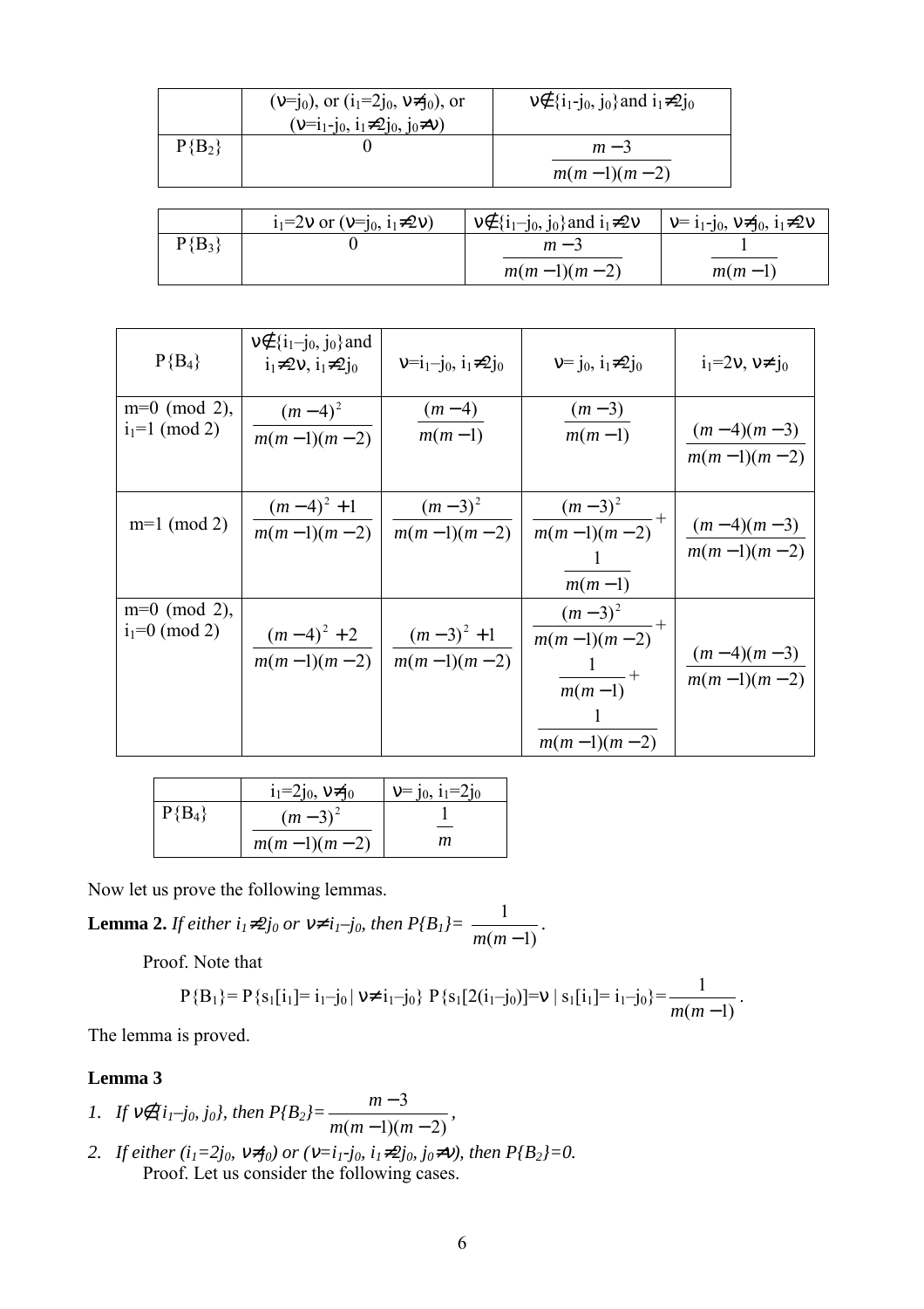|  | ($\nu$=$j_0$), or ($i_1$=2$j_0$, $\nu$≠$j_0$), or ($\nu$=$i_1$-$j_0$, $i_1$≠2$j_0$, $j_0$≠$\nu$) | $\nu$∉{$i_1$-$j_0$, $j_0$}and $i_1$≠2$j_0$ |
|---|---|---|
| P{$B_2$} | 0 | $\frac{m-3}{m(m-1)(m-2)}$ |

|  | $i_1$=2$\nu$ or ($\nu$=$j_0$, $i_1$≠2$\nu$) | $\nu$∉{$i_1$–$j_0$, $j_0$}and $i_1$≠2$\nu$ | $\nu$= $i_1$-$j_0$, $\nu$≠$j_0$, $i_1$≠2$\nu$ |
|---|---|---|---|
| P{$B_3$} | 0 | $\frac{m-3}{m(m-1)(m-2)}$ | $\frac{1}{m(m-1)}$ |

| P{$B_4$} | $\nu$∉{$i_1$–$j_0$, $j_0$}and $i_1$≠2$\nu$, $i_1$≠2$j_0$ | $\nu$=$i_1$–$j_0$, $i_1$≠2$j_0$ | $\nu$= $j_0$, $i_1$≠2$j_0$ | $i_1$=2$\nu$, $\nu$≠$j_0$ |
|---|---|---|---|---|
| m=0 (mod 2), $i_1$=1 (mod 2) | $\frac{(m-4)^2}{m(m-1)(m-2)}$ | $\frac{(m-4)}{m(m-1)}$ | $\frac{(m-3)}{m(m-1)}$ | $\frac{(m-4)(m-3)}{m(m-1)(m-2)}$ |
| m=1 (mod 2) | $\frac{(m-4)^2+1}{m(m-1)(m-2)}$ | $\frac{(m-3)^2}{m(m-1)(m-2)}$ | $\frac{(m-3)^2}{m(m-1)(m-2)}+\frac{1}{m(m-1)}$ | $\frac{(m-4)(m-3)}{m(m-1)(m-2)}$ |
| m=0 (mod 2), $i_1$=0 (mod 2) | $\frac{(m-4)^2+2}{m(m-1)(m-2)}$ | $\frac{(m-3)^2+1}{m(m-1)(m-2)}$ | $\frac{(m-3)^2}{m(m-1)(m-2)}+\frac{1}{m(m-1)}+\frac{1}{m(m-1)(m-2)}$ | $\frac{(m-4)(m-3)}{m(m-1)(m-2)}$ |

|  | $i_1$=2$j_0$, $\nu$≠$j_0$ | $\nu$= $j_0$, $i_1$=2$j_0$ |
|---|---|---|
| P{$B_4$} | $\frac{(m-3)^2}{m(m-1)(m-2)}$ | $\frac{1}{m}$ |

Now let us prove the following lemmas.

**Lemma 2.** *If either $i_1 \neq 2j_0$ or $\nu \neq i_1-j_0$, then* $P\{B_1\}=\frac{1}{m(m-1)}$.

Proof. Note that

$$P\{B_1\}= P\{s_1[i_1]= i_1-j_0 \mid \nu \neq i_1-j_0\}\ P\{s_1[2(i_1-j_0)]=\nu \mid s_1[i_1]= i_1-j_0\}=\frac{1}{m(m-1)}.$$

The lemma is proved.

**Lemma 3**

1. *If $\nu \notin \{i_1-j_0, j_0\}$, then* $P\{B_2\}=\frac{m-3}{m(m-1)(m-2)}$,
2. *If either ($i_1=2j_0$, $\nu \neq j_0$) or ($\nu=i_1-j_0$, $i_1 \neq 2j_0$, $j_0 \neq \nu$), then $P\{B_2\}=0$.*

Proof. Let us consider the following cases.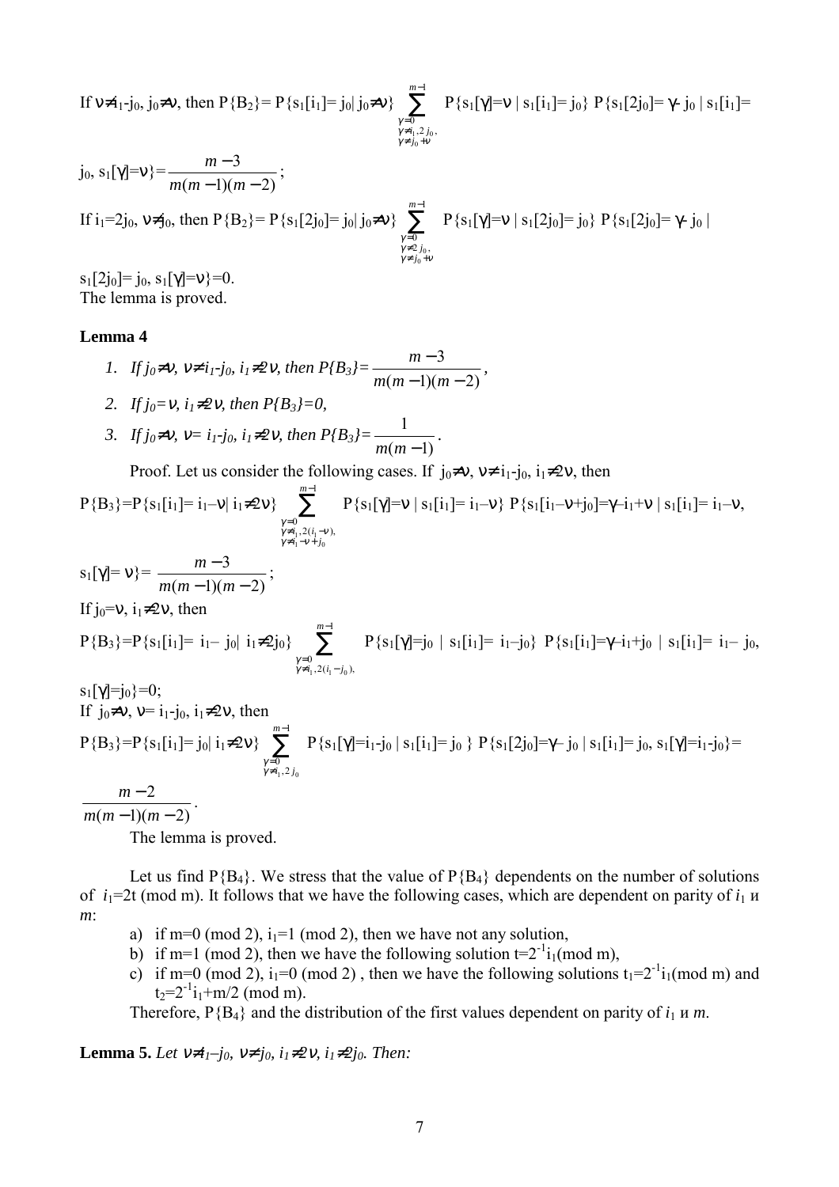If $\nu \neq i_1$-$j_0$, $j_0 \neq \nu$, then $P\{B_2\}= P\{s_1[i_1]= j_0 | j_0 \neq \nu\} \sum_{\substack{\gamma=0 \\ \gamma \neq i_1, 2j_0, \\ \gamma \neq j_0+\nu}}^{m-1} P\{s_1[\gamma]=\nu \mid s_1[i_1]= j_0\} \; P\{s_1[2j_0]= \gamma - j_0 \mid s_1[i_1]= j_0,\, s_1[\gamma]=\nu\} = \dfrac{m-3}{m(m-1)(m-2)}$;

If $i_1=2j_0$, $\nu \neq j_0$, then $P\{B_2\}= P\{s_1[2j_0]= j_0 | j_0 \neq \nu\} \sum_{\substack{\gamma=0 \\ \gamma \neq 2j_0, \\ \gamma \neq j_0+\nu}}^{m-1} P\{s_1[\gamma]=\nu \mid s_1[2j_0]= j_0\} \; P\{s_1[2j_0]= \gamma - j_0 \mid s_1[2j_0]= j_0,\, s_1[\gamma]=\nu\}=0$.

The lemma is proved.

**Lemma 4**

1. *If $j_0 \neq \nu$, $\nu \neq i_1$-$j_0$, $i_1 \neq 2\nu$, then $P\{B_3\}= \dfrac{m-3}{m(m-1)(m-2)}$,*
2. *If $j_0=\nu$, $i_1 \neq 2\nu$, then $P\{B_3\}=0$,*
3. *If $j_0 \neq \nu$, $\nu = i_1$-$j_0$, $i_1 \neq 2\nu$, then $P\{B_3\}=\dfrac{1}{m(m-1)}$.*

Proof. Let us consider the following cases. If $j_0 \neq \nu$, $\nu \neq i_1$-$j_0$, $i_1 \neq 2\nu$, then

$P\{B_3\}=P\{s_1[i_1]= i_1-\nu | i_1 \neq 2\nu\} \sum_{\substack{\gamma=0 \\ \gamma \neq i_1, 2(i_1-\nu), \\ \gamma \neq i_1-\nu+j_0}}^{m-1} P\{s_1[\gamma]=\nu \mid s_1[i_1]= i_1-\nu\} \; P\{s_1[i_1-\nu+j_0]=\gamma-i_1+\nu \mid s_1[i_1]= i_1-\nu,\, s_1[\gamma]= \nu\}= \dfrac{m-3}{m(m-1)(m-2)}$;

If $j_0=\nu$, $i_1 \neq 2\nu$, then

$P\{B_3\}=P\{s_1[i_1]= i_1- j_0 | i_1 \neq 2j_0\} \sum_{\substack{\gamma=0 \\ \gamma \neq i_1, 2(i_1-j_0),}}^{m-1} P\{s_1[\gamma]=j_0 \mid s_1[i_1]= i_1-j_0\} \; P\{s_1[i_1]=\gamma-i_1+j_0 \mid s_1[i_1]= i_1- j_0,\, s_1[\gamma]=j_0\}=0$;

If $j_0 \neq \nu$, $\nu= i_1$-$j_0$, $i_1 \neq 2\nu$, then

$P\{B_3\}=P\{s_1[i_1]= j_0 | i_1 \neq 2\nu\} \sum_{\substack{\gamma=0 \\ \gamma \neq i_1, 2j_0}}^{m-1} P\{s_1[\gamma]=i_1-j_0 \mid s_1[i_1]= j_0\} \; P\{s_1[2j_0]=\gamma- j_0 \mid s_1[i_1]= j_0,\, s_1[\gamma]=i_1-j_0\}= \dfrac{m-2}{m(m-1)(m-2)}$.

The lemma is proved.

Let us find $P\{B_4\}$. We stress that the value of $P\{B_4\}$ dependents on the number of solutions of $i_1=2t \pmod m$. It follows that we have the following cases, which are dependent on parity of $i_1$ и $m$:

a) if $m=0 \pmod 2$, $i_1=1 \pmod 2$, then we have not any solution,
b) if $m=1 \pmod 2$, then we have the following solution $t=2^{-1}i_1 \pmod m$,
c) if $m=0 \pmod 2$, $i_1=0 \pmod 2$ , then we have the following solutions $t_1=2^{-1}i_1 \pmod m$ and $t_2=2^{-1}i_1+m/2 \pmod m$.

Therefore, $P\{B_4\}$ and the distribution of the first values dependent on parity of $i_1$ и $m$.

**Lemma 5.** *Let $\nu \neq i_1$–$j_0$, $\nu \neq j_0$, $i_1 \neq 2\nu$, $i_1 \neq 2j_0$. Then:*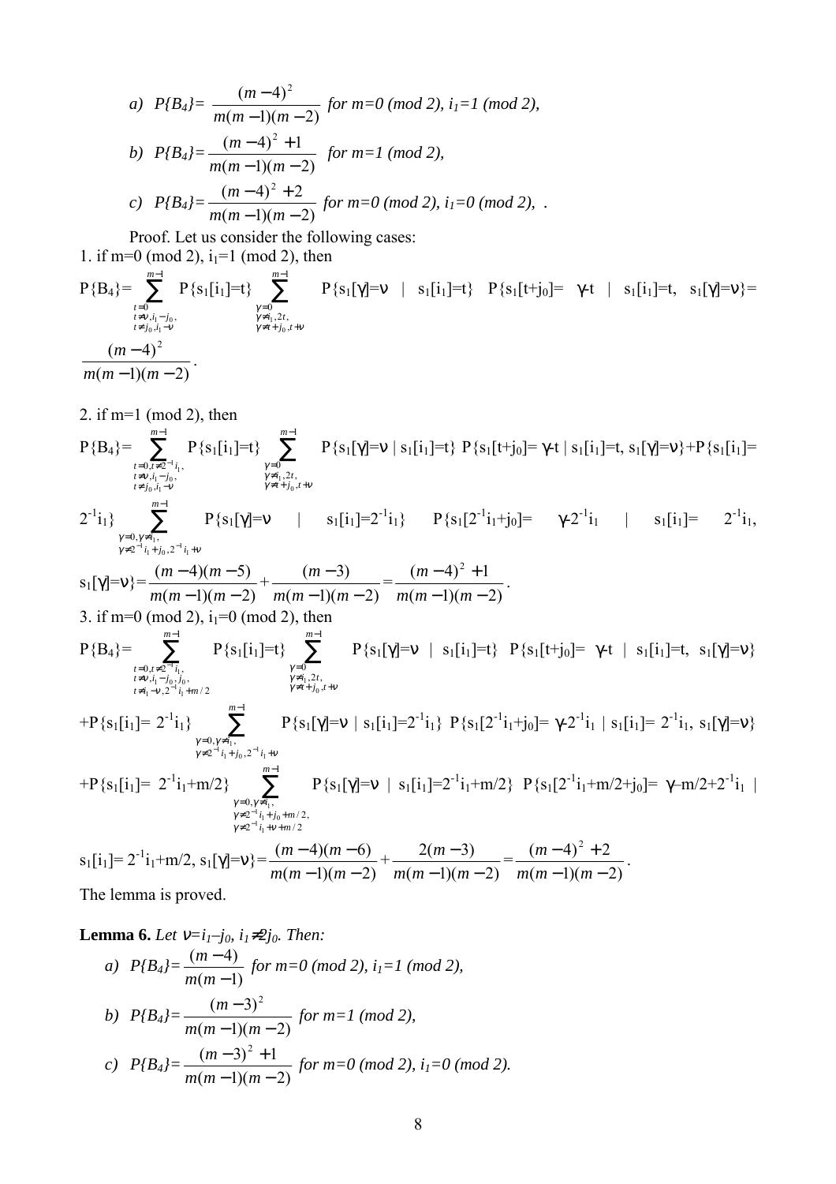a) $P\{B_4\}=\dfrac{(m-4)^2}{m(m-1)(m-2)}$ *for m=0 (mod 2), $i_1$=1 (mod 2),*

b) $P\{B_4\}=\dfrac{(m-4)^2+1}{m(m-1)(m-2)}$ *for m=1 (mod 2),*

c) $P\{B_4\}=\dfrac{(m-4)^2+2}{m(m-1)(m-2)}$ *for m=0 (mod 2), $i_1$=0 (mod 2), .*

Proof. Let us consider the following cases:

1. if m=0 (mod 2), $i_1$=1 (mod 2), then

$$P\{B_4\}=\sum_{\substack{t=0\\ t\neq\nu,i_1-j_0,\\ t\neq j_0,i_1-\nu}}^{m-1} P\{s_1[i_1]=t\}\sum_{\substack{\gamma=0\\ \gamma\neq i_1,2t,\\ \gamma\neq t+j_0,t+\nu}}^{m-1} P\{s_1[\gamma]=\nu \mid s_1[i_1]=t\}\ P\{s_1[t+j_0]=\gamma\text{-}t \mid s_1[i_1]=t,\ s_1[\gamma]=\nu\}=\frac{(m-4)^2}{m(m-1)(m-2)}.$$

2. if m=1 (mod 2), then

$$P\{B_4\}=\sum_{\substack{t=0,t\neq 2^{-1}i_1,\\ t\neq\nu,i_1-j_0,\\ t\neq j_0,i_1-\nu}}^{m-1} P\{s_1[i_1]=t\}\sum_{\substack{\gamma=0\\ \gamma\neq i_1,2t,\\ \gamma\neq t+j_0,t+\nu}}^{m-1} P\{s_1[\gamma]=\nu \mid s_1[i_1]=t\}\ P\{s_1[t+j_0]=\gamma\text{-}t \mid s_1[i_1]=t,\ s_1[\gamma]=\nu\}+P\{s_1[i_1]=$$

$$2^{-1}i_1\}\sum_{\substack{\gamma=0,\gamma\neq i_1,\\ \gamma\neq 2^{-1}i_1+j_0,2^{-1}i_1+\nu}}^{m-1} P\{s_1[\gamma]=\nu \mid s_1[i_1]=2^{-1}i_1\}\ P\{s_1[2^{-1}i_1+j_0]=\gamma\text{-}2^{-1}i_1 \mid s_1[i_1]=2^{-1}i_1,$$

$$s_1[\gamma]=\nu\}=\frac{(m-4)(m-5)}{m(m-1)(m-2)}+\frac{(m-3)}{m(m-1)(m-2)}=\frac{(m-4)^2+1}{m(m-1)(m-2)}.$$

3. if m=0 (mod 2), $i_1$=0 (mod 2), then

$$P\{B_4\}=\sum_{\substack{t=0,t\neq 2^{-1}i_1,\\ t\neq\nu,i_1-j_0,j_0,\\ t\neq i_1-\nu,2^{-1}i_1+m/2}}^{m-1} P\{s_1[i_1]=t\}\sum_{\substack{\gamma=0\\ \gamma\neq i_1,2t,\\ \gamma\neq t+j_0,t+\nu}}^{m-1} P\{s_1[\gamma]=\nu \mid s_1[i_1]=t\}\ P\{s_1[t+j_0]=\gamma\text{-}t \mid s_1[i_1]=t,\ s_1[\gamma]=\nu\}$$

$$+P\{s_1[i_1]=2^{-1}i_1\}\sum_{\substack{\gamma=0,\gamma\neq i_1,\\ \gamma\neq 2^{-1}i_1+j_0,2^{-1}i_1+\nu}}^{m-1} P\{s_1[\gamma]=\nu \mid s_1[i_1]=2^{-1}i_1\}\ P\{s_1[2^{-1}i_1+j_0]=\gamma\text{-}2^{-1}i_1 \mid s_1[i_1]=2^{-1}i_1,\ s_1[\gamma]=\nu\}$$

$$+P\{s_1[i_1]=2^{-1}i_1+m/2\}\sum_{\substack{\gamma=0,\gamma\neq i_1,\\ \gamma\neq 2^{-1}i_1+j_0+m/2,\\ \gamma\neq 2^{-1}i_1+\nu+m/2}}^{m-1} P\{s_1[\gamma]=\nu \mid s_1[i_1]=2^{-1}i_1+m/2\}\ P\{s_1[2^{-1}i_1+m/2+j_0]=\gamma\text{–}m/2+2^{-1}i_1 \mid$$

$$s_1[i_1]=2^{-1}i_1+m/2,\ s_1[\gamma]=\nu\}=\frac{(m-4)(m-6)}{m(m-1)(m-2)}+\frac{2(m-3)}{m(m-1)(m-2)}=\frac{(m-4)^2+2}{m(m-1)(m-2)}.$$

The lemma is proved.

**Lemma 6.** *Let $\nu=i_1-j_0$, $i_1\neq 2j_0$. Then:*

a) $P\{B_4\}=\dfrac{(m-4)}{m(m-1)}$ *for m=0 (mod 2), $i_1$=1 (mod 2),*

b) $P\{B_4\}=\dfrac{(m-3)^2}{m(m-1)(m-2)}$ *for m=1 (mod 2),*

c) $P\{B_4\}=\dfrac{(m-3)^2+1}{m(m-1)(m-2)}$ *for m=0 (mod 2), $i_1$=0 (mod 2).*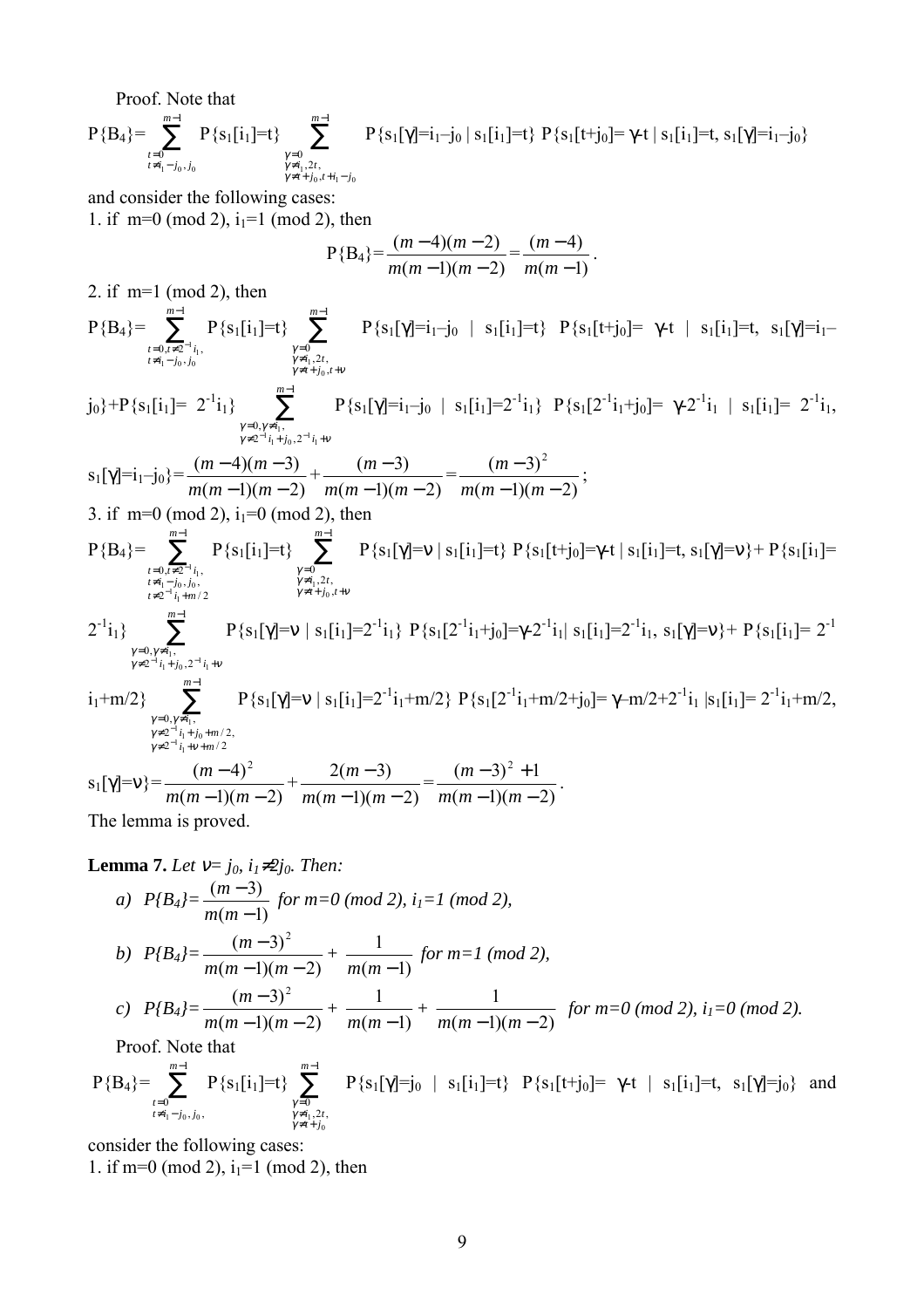Proof. Note that

$$P\{B_4\}=\sum_{\substack{t=0\\ t\neq i_1-j_0,\,j_0}}^{m-1} P\{s_1[i_1]=t\} \sum_{\substack{\gamma=0\\ \gamma\neq i_1,2t,\\ \gamma\neq t+j_0,\,t+i_1-j_0}}^{m-1} P\{s_1[\gamma]=i_1-j_0 \mid s_1[i_1]=t\}\, P\{s_1[t+j_0]=\gamma\text{-}t \mid s_1[i_1]=t,\, s_1[\gamma]=i_1-j_0\}$$

and consider the following cases:

1. if m=0 (mod 2), $i_1$=1 (mod 2), then

$$P\{B_4\}=\frac{(m-4)(m-2)}{m(m-1)(m-2)}=\frac{(m-4)}{m(m-1)}.$$

2. if m=1 (mod 2), then

$$P\{B_4\}=\sum_{\substack{t=0,\,t\neq 2^{-1}i_1,\\ t\neq i_1-j_0,\,j_0}}^{m-1} P\{s_1[i_1]=t\} \sum_{\substack{\gamma=0\\ \gamma\neq i_1,2t,\\ \gamma\neq t+j_0,\,t+\nu}}^{m-1} P\{s_1[\gamma]=i_1-j_0 \mid s_1[i_1]=t\}\, P\{s_1[t+j_0]=\gamma\text{-}t \mid s_1[i_1]=t,\, s_1[\gamma]=i_1-j_0\}+P\{s_1[i_1]=2^{-1}i_1\} \sum_{\substack{\gamma=0,\gamma\neq i_1,\\ \gamma\neq 2^{-1}i_1+j_0,\,2^{-1}i_1+\nu}}^{m-1} P\{s_1[\gamma]=i_1-j_0 \mid s_1[i_1]=2^{-1}i_1\}\, P\{s_1[2^{-1}i_1+j_0]=\gamma\text{-}2^{-1}i_1 \mid s_1[i_1]=2^{-1}i_1,\, s_1[\gamma]=i_1-j_0\}=\frac{(m-4)(m-3)}{m(m-1)(m-2)}+\frac{(m-3)}{m(m-1)(m-2)}=\frac{(m-3)^2}{m(m-1)(m-2)};$$

3. if m=0 (mod 2), $i_1$=0 (mod 2), then

$$P\{B_4\}=\sum_{\substack{t=0,\,t\neq 2^{-1}i_1,\\ t\neq i_1-j_0,\,j_0,\\ t\neq 2^{-1}i_1+m/2}}^{m-1} P\{s_1[i_1]=t\} \sum_{\substack{\gamma=0\\ \gamma\neq i_1,2t,\\ \gamma\neq t+j_0,\,t+\nu}}^{m-1} P\{s_1[\gamma]=\nu \mid s_1[i_1]=t\}\, P\{s_1[t+j_0]=\gamma\text{-}t \mid s_1[i_1]=t,\, s_1[\gamma]=\nu\}+ P\{s_1[i_1]=2^{-1}i_1\} \sum_{\substack{\gamma=0,\gamma\neq i_1,\\ \gamma\neq 2^{-1}i_1+j_0,\,2^{-1}i_1+\nu}}^{m-1} P\{s_1[\gamma]=\nu \mid s_1[i_1]=2^{-1}i_1\}\, P\{s_1[2^{-1}i_1+j_0]=\gamma\text{-}2^{-1}i_1 \mid s_1[i_1]=2^{-1}i_1,\, s_1[\gamma]=\nu\}+ P\{s_1[i_1]=2^{-1}i_1+m/2\} \sum_{\substack{\gamma=0,\gamma\neq i_1,\\ \gamma\neq 2^{-1}i_1+j_0+m/2,\\ \gamma\neq 2^{-1}i_1+\nu+m/2}}^{m-1} P\{s_1[\gamma]=\nu \mid s_1[i_1]=2^{-1}i_1+m/2\}\, P\{s_1[2^{-1}i_1+m/2+j_0]=\gamma\text{–}m/2+2^{-1}i_1 \mid s_1[i_1]=2^{-1}i_1+m/2,\, s_1[\gamma]=\nu\}=\frac{(m-4)^2}{m(m-1)(m-2)}+\frac{2(m-3)}{m(m-1)(m-2)}=\frac{(m-3)^2+1}{m(m-1)(m-2)}.$$

The lemma is proved.

**Lemma 7.** *Let $\nu= j_0$, $i_1\neq 2j_0$. Then:*

*a)* $P\{B_4\}=\dfrac{(m-3)}{m(m-1)}$ *for m=0 (mod 2), $i_1$=1 (mod 2),*

*b)* $P\{B_4\}=\dfrac{(m-3)^2}{m(m-1)(m-2)}+\dfrac{1}{m(m-1)}$ *for m=1 (mod 2),*

*c)* $P\{B_4\}=\dfrac{(m-3)^2}{m(m-1)(m-2)}+\dfrac{1}{m(m-1)}+\dfrac{1}{m(m-1)(m-2)}$ *for m=0 (mod 2), $i_1$=0 (mod 2).*

Proof. Note that

$$P\{B_4\}=\sum_{\substack{t=0\\ t\neq i_1-j_0,\,j_0,}}^{m-1} P\{s_1[i_1]=t\} \sum_{\substack{\gamma=0\\ \gamma\neq i_1,2t,\\ \gamma\neq t+j_0}}^{m-1} P\{s_1[\gamma]=j_0 \mid s_1[i_1]=t\}\, P\{s_1[t+j_0]=\gamma\text{-}t \mid s_1[i_1]=t,\, s_1[\gamma]=j_0\}$$

and consider the following cases:

1. if m=0 (mod 2), $i_1$=1 (mod 2), then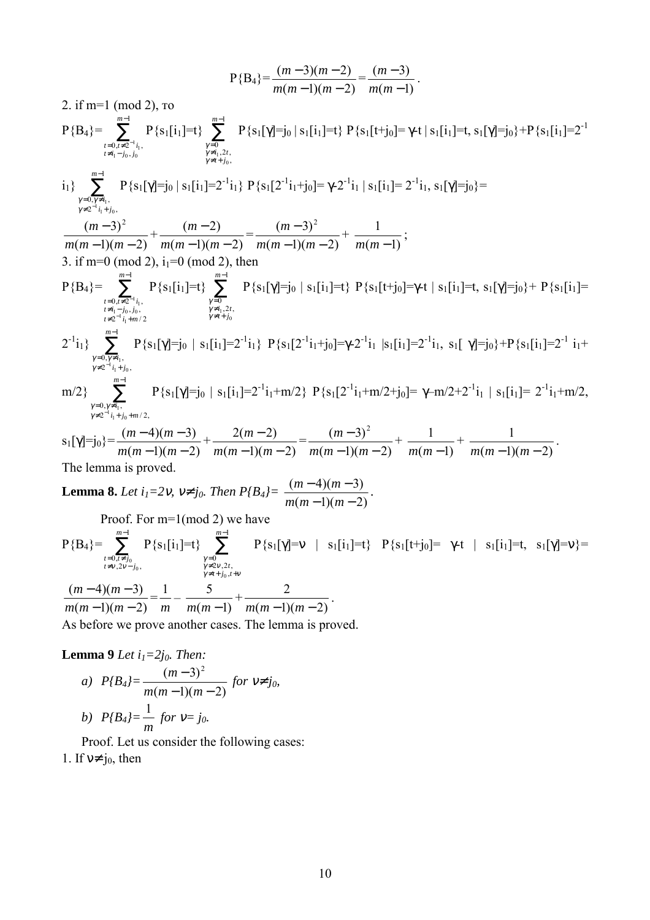$$P\{B_4\}=\frac{(m-3)(m-2)}{m(m-1)(m-2)}=\frac{(m-3)}{m(m-1)}.$$

2. if m=1 (mod 2), то

$$P\{B_4\}=\sum_{\substack{t=0,t\neq 2^{-1}i_1,\\ t\neq i_1-j_0,j_0}}^{m-1} P\{s_1[i_1]=t\}\sum_{\substack{\gamma=0\\ \gamma\neq i_1,2t,\\ \gamma\neq t+j_0,}}^{m-1} P\{s_1[\gamma]=j_0 \mid s_1[i_1]=t\}\, P\{s_1[t+j_0]=\gamma\text{-}t \mid s_1[i_1]=t,\, s_1[\gamma]=j_0\}+P\{s_1[i_1]=2^{-1}i_1\}\sum_{\substack{\gamma=0,\gamma\neq i_1,\\ \gamma\neq 2^{-1}i_1+j_0,}}^{m-1} P\{s_1[\gamma]=j_0 \mid s_1[i_1]=2^{-1}i_1\}\, P\{s_1[2^{-1}i_1+j_0]=\gamma\text{-}2^{-1}i_1 \mid s_1[i_1]=2^{-1}i_1,\, s_1[\gamma]=j_0\}=$$

$$\frac{(m-3)^2}{m(m-1)(m-2)}+\frac{(m-2)}{m(m-1)(m-2)}=\frac{(m-3)^2}{m(m-1)(m-2)}+\frac{1}{m(m-1)};$$

3. if m=0 (mod 2), $i_1$=0 (mod 2), then

$$P\{B_4\}=\sum_{\substack{t=0,t\neq 2^{-1}i_1,\\ t\neq i_1-j_0,j_0,\\ t\neq 2^{-1}i_1+m/2}}^{m-1} P\{s_1[i_1]=t\}\sum_{\substack{\gamma=0\\ \gamma\neq i_1,2t,\\ \gamma\neq t+j_0}}^{m-1} P\{s_1[\gamma]=j_0 \mid s_1[i_1]=t\}\, P\{s_1[t+j_0]=\gamma\text{-}t \mid s_1[i_1]=t,\, s_1[\gamma]=j_0\}+ P\{s_1[i_1]=2^{-1}i_1\}\sum_{\substack{\gamma=0,\gamma\neq i_1,\\ \gamma\neq 2^{-1}i_1+j_0,}}^{m-1} P\{s_1[\gamma]=j_0 \mid s_1[i_1]=2^{-1}i_1\}\, P\{s_1[2^{-1}i_1+j_0]=\gamma\text{-}2^{-1}i_1 \mid s_1[i_1]=2^{-1}i_1,\, s_1[\gamma]=j_0\}+P\{s_1[i_1]=2^{-1}i_1+m/2\}\sum_{\substack{\gamma=0,\gamma\neq i_1,\\ \gamma\neq 2^{-1}i_1+j_0+m/2,}}^{m-1} P\{s_1[\gamma]=j_0 \mid s_1[i_1]=2^{-1}i_1+m/2\}\, P\{s_1[2^{-1}i_1+m/2+j_0]=\gamma\text{–}m/2+2^{-1}i_1 \mid s_1[i_1]=2^{-1}i_1+m/2,$$

$$s_1[\gamma]=j_0\}=\frac{(m-4)(m-3)}{m(m-1)(m-2)}+\frac{2(m-2)}{m(m-1)(m-2)}=\frac{(m-3)^2}{m(m-1)(m-2)}+\frac{1}{m(m-1)}+\frac{1}{m(m-1)(m-2)}.$$

The lemma is proved.

**Lemma 8.** *Let $i_1=2\nu$, $\nu\neq j_0$. Then* $P\{B_4\}=\dfrac{(m-4)(m-3)}{m(m-1)(m-2)}$.

Proof. For m=1(mod 2) we have

$$P\{B_4\}=\sum_{\substack{t=0,t\neq j_0\\ t\neq \nu,2\nu-j_0,}}^{m-1} P\{s_1[i_1]=t\}\sum_{\substack{\gamma=0\\ \gamma\neq 2\nu,2t,\\ \gamma\neq t+j_0,t+\nu}}^{m-1} P\{s_1[\gamma]=\nu \mid s_1[i_1]=t\}\, P\{s_1[t+j_0]=\gamma\text{-}t \mid s_1[i_1]=t,\, s_1[\gamma]=\nu\}=$$

$$\frac{(m-4)(m-3)}{m(m-1)(m-2)}=\frac{1}{m}-\frac{5}{m(m-1)}+\frac{2}{m(m-1)(m-2)}.$$

As before we prove another cases. The lemma is proved.

**Lemma 9** *Let $i_1=2j_0$. Then:*

*a)* $P\{B_4\}=\dfrac{(m-3)^2}{m(m-1)(m-2)}$ *for $\nu\neq j_0$,*

*b)* $P\{B_4\}=\dfrac{1}{m}$ *for $\nu= j_0$.*

Proof. Let us consider the following cases:

1. If $\nu\neq j_0$, then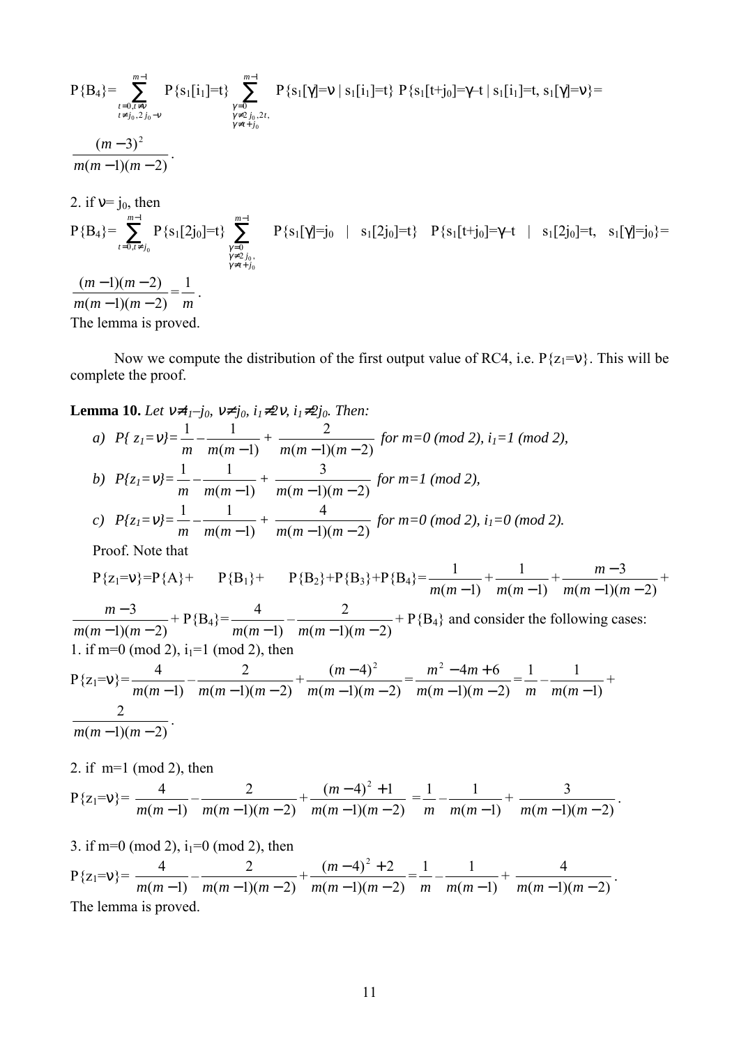$$P\{B_4\}=\sum_{\substack{t=0,t\neq\nu\\ t\neq j_0,2j_0-\nu}}^{m-1} P\{s_1[i_1]=t\} \sum_{\substack{\gamma=0\\ \gamma\neq 2j_0,2t,\\ \gamma\neq t+j_0}}^{m-1} P\{s_1[\gamma]=\nu \mid s_1[i_1]=t\}\ P\{s_1[t+j_0]=\gamma-t \mid s_1[i_1]=t,\ s_1[\gamma]=\nu\}=$$

$$\frac{(m-3)^2}{m(m-1)(m-2)}.$$

2. if $\nu = j_0$, then

$$P\{B_4\}=\sum_{t=0,t\neq j_0}^{m-1} P\{s_1[2j_0]=t\} \sum_{\substack{\gamma=0\\ \gamma\neq 2j_0,\\ \gamma\neq t+j_0}}^{m-1} P\{s_1[\gamma]=j_0 \mid s_1[2j_0]=t\}\ P\{s_1[t+j_0]=\gamma-t \mid s_1[2j_0]=t,\ s_1[\gamma]=j_0\}=$$

$$\frac{(m-1)(m-2)}{m(m-1)(m-2)}=\frac{1}{m}.$$

The lemma is proved.

Now we compute the distribution of the first output value of RC4, i.e. $P\{z_1=\nu\}$. This will be complete the proof.

**Lemma 10.** *Let $\nu\neq i_1-j_0$, $\nu\neq j_0$, $i_1\neq 2\nu$, $i_1\neq 2j_0$. Then:*

*a)* $P\{z_1=\nu\}=\frac{1}{m}-\frac{1}{m(m-1)}+\frac{2}{m(m-1)(m-2)}$ *for m=0 (mod 2), $i_1$=1 (mod 2),*

*b)* $P\{z_1=\nu\}=\frac{1}{m}-\frac{1}{m(m-1)}+\frac{3}{m(m-1)(m-2)}$ *for m=1 (mod 2),*

*c)* $P\{z_1=\nu\}=\frac{1}{m}-\frac{1}{m(m-1)}+\frac{4}{m(m-1)(m-2)}$ *for m=0 (mod 2), $i_1$=0 (mod 2).*

Proof. Note that

$$P\{z_1=\nu\}=P\{A\}+P\{B_1\}+P\{B_2\}+P\{B_3\}+P\{B_4\}=\frac{1}{m(m-1)}+\frac{1}{m(m-1)}+\frac{m-3}{m(m-1)(m-2)}+$$

$$\frac{m-3}{m(m-1)(m-2)}+P\{B_4\}=\frac{4}{m(m-1)}-\frac{2}{m(m-1)(m-2)}+P\{B_4\}$$

and consider the following cases:

1. if m=0 (mod 2), $i_1$=1 (mod 2), then

$$P\{z_1=\nu\}=\frac{4}{m(m-1)}-\frac{2}{m(m-1)(m-2)}+\frac{(m-4)^2}{m(m-1)(m-2)}=\frac{m^2-4m+6}{m(m-1)(m-2)}=\frac{1}{m}-\frac{1}{m(m-1)}+\frac{2}{m(m-1)(m-2)}.$$

2. if m=1 (mod 2), then

$$P\{z_1=\nu\}=\frac{4}{m(m-1)}-\frac{2}{m(m-1)(m-2)}+\frac{(m-4)^2+1}{m(m-1)(m-2)}=\frac{1}{m}-\frac{1}{m(m-1)}+\frac{3}{m(m-1)(m-2)}.$$

3. if m=0 (mod 2), $i_1$=0 (mod 2), then

$$P\{z_1=\nu\}=\frac{4}{m(m-1)}-\frac{2}{m(m-1)(m-2)}+\frac{(m-4)^2+2}{m(m-1)(m-2)}=\frac{1}{m}-\frac{1}{m(m-1)}+\frac{4}{m(m-1)(m-2)}.$$

The lemma is proved.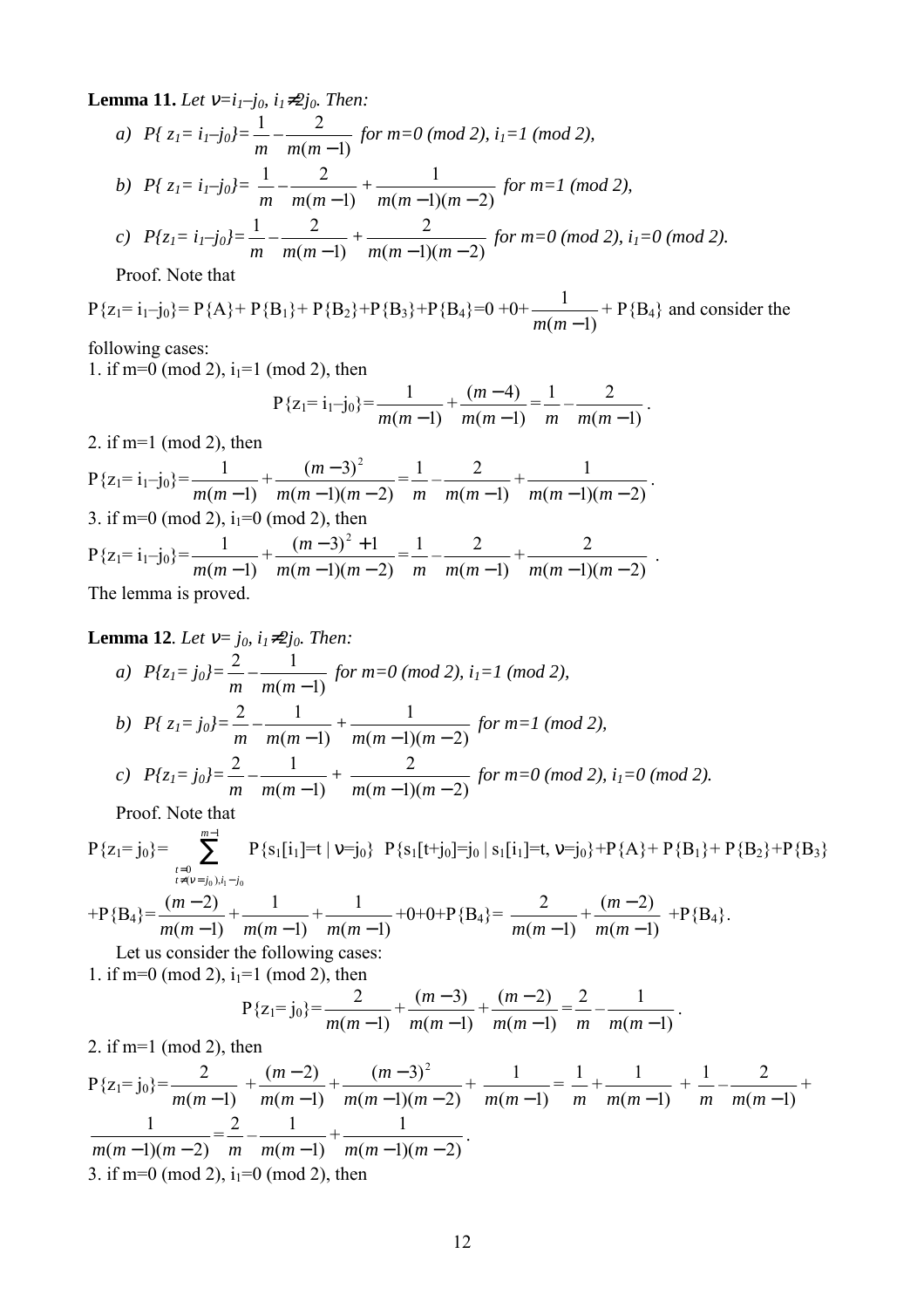**Lemma 11.** *Let $\nu=i_1-j_0$, $i_1\neq 2j_0$. Then:*

*a)* $P\{z_1=i_1-j_0\}=\frac{1}{m}-\frac{2}{m(m-1)}$ *for m=0 (mod 2), $i_1$=1 (mod 2),*

*b)* $P\{z_1=i_1-j_0\}=\frac{1}{m}-\frac{2}{m(m-1)}+\frac{1}{m(m-1)(m-2)}$ *for m=1 (mod 2),*

*c)* $P\{z_1=i_1-j_0\}=\frac{1}{m}-\frac{2}{m(m-1)}+\frac{2}{m(m-1)(m-2)}$ *for m=0 (mod 2), $i_1$=0 (mod 2).*

Proof. Note that

$P\{z_1=i_1-j_0\}=P\{A\}+P\{B_1\}+P\{B_2\}+P\{B_3\}+P\{B_4\}=0+0+\frac{1}{m(m-1)}+P\{B_4\}$ and consider the following cases:

1. if m=0 (mod 2), $i_1$=1 (mod 2), then

$$P\{z_1=i_1-j_0\}=\frac{1}{m(m-1)}+\frac{(m-4)}{m(m-1)}=\frac{1}{m}-\frac{2}{m(m-1)}.$$

2. if m=1 (mod 2), then

$$P\{z_1=i_1-j_0\}=\frac{1}{m(m-1)}+\frac{(m-3)^2}{m(m-1)(m-2)}=\frac{1}{m}-\frac{2}{m(m-1)}+\frac{1}{m(m-1)(m-2)}.$$

3. if m=0 (mod 2), $i_1$=0 (mod 2), then

$$P\{z_1=i_1-j_0\}=\frac{1}{m(m-1)}+\frac{(m-3)^2+1}{m(m-1)(m-2)}=\frac{1}{m}-\frac{2}{m(m-1)}+\frac{2}{m(m-1)(m-2)}.$$

The lemma is proved.

**Lemma 12**. *Let $\nu=j_0$, $i_1\neq 2j_0$. Then:*

*a)* $P\{z_1=j_0\}=\frac{2}{m}-\frac{1}{m(m-1)}$ *for m=0 (mod 2), $i_1$=1 (mod 2),*

*b)* $P\{z_1=j_0\}=\frac{2}{m}-\frac{1}{m(m-1)}+\frac{1}{m(m-1)(m-2)}$ *for m=1 (mod 2),*

*c)* $P\{z_1=j_0\}=\frac{2}{m}-\frac{1}{m(m-1)}+\frac{2}{m(m-1)(m-2)}$ *for m=0 (mod 2), $i_1$=0 (mod 2).*

Proof. Note that

$$P\{z_1=j_0\}=\sum_{\substack{t=0\\ t\neq(\nu=j_0),i_1-j_0}}^{m-1} P\{s_1[i_1]=t\mid \nu=j_0\}\ P\{s_1[t+j_0]=j_0\mid s_1[i_1]=t,\nu=j_0\}+P\{A\}+P\{B_1\}+P\{B_2\}+P\{B_3\}$$

$$+P\{B_4\}=\frac{(m-2)}{m(m-1)}+\frac{1}{m(m-1)}+\frac{1}{m(m-1)}+0+0+P\{B_4\}=\frac{2}{m(m-1)}+\frac{(m-2)}{m(m-1)}+P\{B_4\}.$$

Let us consider the following cases:

1. if m=0 (mod 2), $i_1$=1 (mod 2), then

$$P\{z_1=j_0\}=\frac{2}{m(m-1)}+\frac{(m-3)}{m(m-1)}+\frac{(m-2)}{m(m-1)}=\frac{2}{m}-\frac{1}{m(m-1)}.$$

2. if m=1 (mod 2), then

$$P\{z_1=j_0\}=\frac{2}{m(m-1)}+\frac{(m-2)}{m(m-1)}+\frac{(m-3)^2}{m(m-1)(m-2)}+\frac{1}{m(m-1)}=\frac{1}{m}+\frac{1}{m(m-1)}+\frac{1}{m}-\frac{2}{m(m-1)}+\frac{1}{m(m-1)(m-2)}=\frac{2}{m}-\frac{1}{m(m-1)}+\frac{1}{m(m-1)(m-2)}.$$

3. if m=0 (mod 2), $i_1$=0 (mod 2), then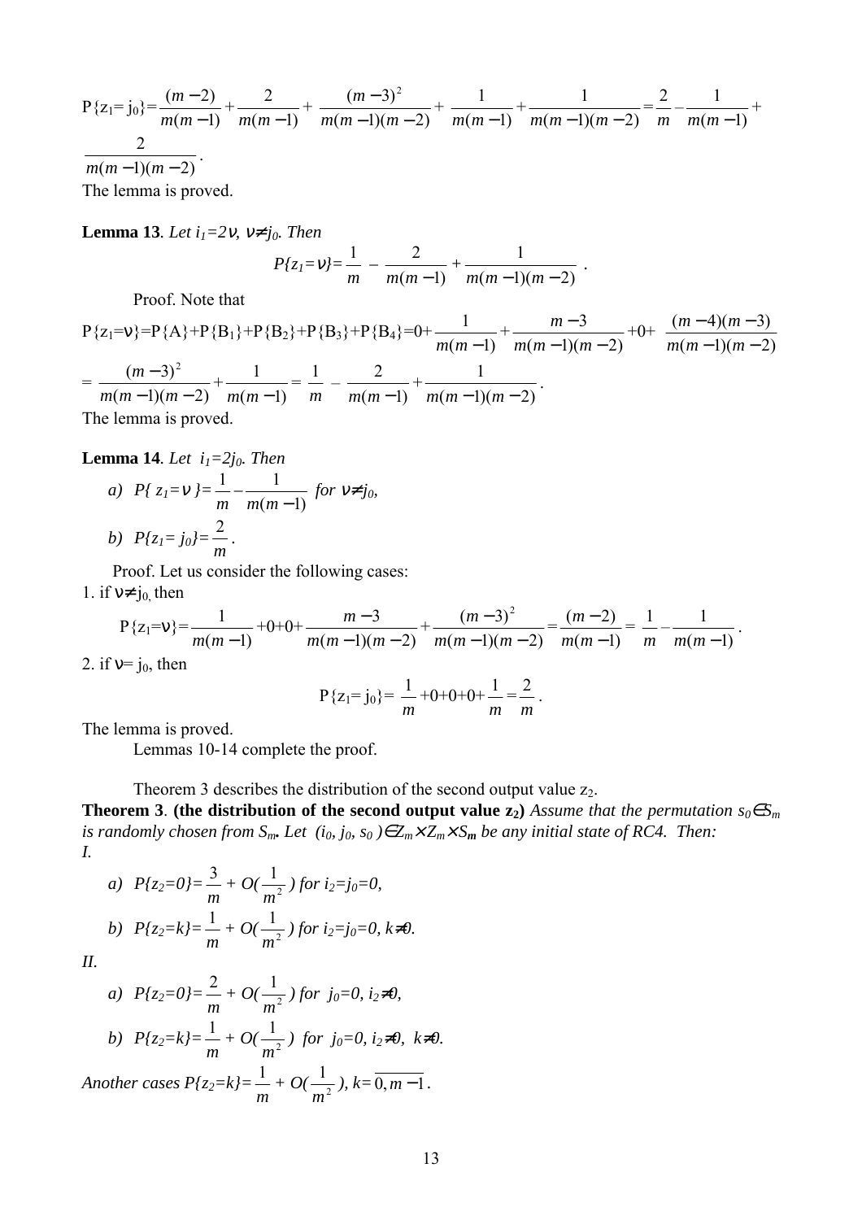$$P\{z_1 = j_0\} = \frac{(m-2)}{m(m-1)} + \frac{2}{m(m-1)} + \frac{(m-3)^2}{m(m-1)(m-2)} + \frac{1}{m(m-1)} + \frac{1}{m(m-1)(m-2)} = \frac{2}{m} - \frac{1}{m(m-1)} + \frac{2}{m(m-1)(m-2)}.$$

The lemma is proved.

**Lemma 13**. *Let $i_1=2\nu$, $\nu \neq j_0$. Then*

$$P\{z_1=\nu\} = \frac{1}{m} - \frac{2}{m(m-1)} + \frac{1}{m(m-1)(m-2)}.$$

Proof. Note that

$$P\{z_1=\nu\} = P\{A\}+P\{B_1\}+P\{B_2\}+P\{B_3\}+P\{B_4\} = 0 + \frac{1}{m(m-1)} + \frac{m-3}{m(m-1)(m-2)} + 0 + \frac{(m-4)(m-3)}{m(m-1)(m-2)}$$

$$= \frac{(m-3)^2}{m(m-1)(m-2)} + \frac{1}{m(m-1)} = \frac{1}{m} - \frac{2}{m(m-1)} + \frac{1}{m(m-1)(m-2)}.$$

The lemma is proved.

**Lemma 14**. *Let $i_1=2j_0$. Then*

*a) $P\{z_1=\nu\} = \frac{1}{m} - \frac{1}{m(m-1)}$ for $\nu \neq j_0$,*

*b) $P\{z_1=j_0\} = \frac{2}{m}$.*

Proof. Let us consider the following cases:

1. if $\nu \neq j_0$, then

$$P\{z_1=\nu\} = \frac{1}{m(m-1)} + 0 + 0 + \frac{m-3}{m(m-1)(m-2)} + \frac{(m-3)^2}{m(m-1)(m-2)} = \frac{(m-2)}{m(m-1)} = \frac{1}{m} - \frac{1}{m(m-1)}.$$

2. if $\nu = j_0$, then

$$P\{z_1=j_0\} = \frac{1}{m} + 0 + 0 + 0 + \frac{1}{m} = \frac{2}{m}.$$

The lemma is proved.

Lemmas 10-14 complete the proof.

Theorem 3 describes the distribution of the second output value $z_2$.

**Theorem 3**. **(the distribution of the second output value $z_2$)** *Assume that the permutation $s_0 \in S_m$ is randomly chosen from $S_m$. Let $(i_0, j_0, s_0) \in Z_m \times Z_m \times S_m$ be any initial state of RC4. Then:*

*I.*

*a) $P\{z_2=0\} = \frac{3}{m} + O(\frac{1}{m^2})$ for $i_2=j_0=0$,*

*b) $P\{z_2=k\} = \frac{1}{m} + O(\frac{1}{m^2})$ for $i_2=j_0=0$, $k \neq 0$.*

*II.*

*a) $P\{z_2=0\} = \frac{2}{m} + O(\frac{1}{m^2})$ for $j_0=0$, $i_2 \neq 0$,*

*b) $P\{z_2=k\} = \frac{1}{m} + O(\frac{1}{m^2})$ for $j_0=0$, $i_2 \neq 0$, $k \neq 0$.*

*Another cases $P\{z_2=k\} = \frac{1}{m} + O(\frac{1}{m^2})$, $k = \overline{0, m-1}$.*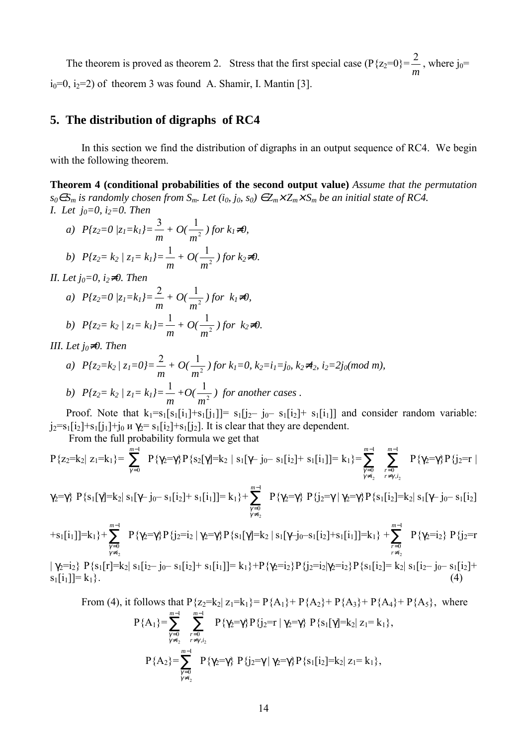The theorem is proved as theorem 2. Stress that the first special case ($P\{z_2=0\}=\frac{2}{m}$, where $j_0=i_0=0$, $i_2=2$) of theorem 3 was found A. Shamir, I. Mantin [3].

## 5. The distribution of digraphs of RC4

In this section we find the distribution of digraphs in an output sequence of RC4. We begin with the following theorem.

**Theorem 4 (conditional probabilities of the second output value)** *Assume that the permutation $s_0 \in S_m$ is randomly chosen from $S_m$. Let $(i_0, j_0, s_0) \in Z_m \times Z_m \times S_m$ be an initial state of RC4.*

*I. Let $j_0=0$, $i_2=0$. Then*

*a) $P\{z_2=0 \mid z_1=k_1\}=\frac{3}{m}+O(\frac{1}{m^2})$ for $k_1 \neq 0$,*

*b) $P\{z_2=k_2 \mid z_1=k_1\}=\frac{1}{m}+O(\frac{1}{m^2})$ for $k_2 \neq 0$.*

*II. Let $j_0=0$, $i_2 \neq 0$. Then*

*a) $P\{z_2=0 \mid z_1=k_1\}=\frac{2}{m}+O(\frac{1}{m^2})$ for $k_1 \neq 0$,*

*b) $P\{z_2=k_2 \mid z_1=k_1\}=\frac{1}{m}+O(\frac{1}{m^2})$ for $k_2 \neq 0$.*

*III. Let $j_0 \neq 0$. Then*

*a) $P\{z_2=k_2 \mid z_1=0\}=\frac{2}{m}+O(\frac{1}{m^2})$ for $k_1=0$, $k_2=i_1=j_0$, $k_2 \neq i_2$, $i_2=2j_0 (\mathrm{mod}\ m)$,*

*b) $P\{z_2=k_2 \mid z_1=k_1\}=\frac{1}{m}+O(\frac{1}{m^2})$ for another cases .*

Proof. Note that $k_1=s_1[s_1[i_1]+s_1[j_1]]=s_1[j_2-j_0-s_1[i_2]+s_1[i_1]]$ and consider random variable: $j_2=s_1[i_2]+s_1[j_1]+j_0$ и $\gamma_2=s_1[i_2]+s_1[j_2]$. It is clear that they are dependent.

From the full probability formula we get that

$$P\{z_2=k_2 \mid z_1=k_1\}=\sum_{\gamma=0}^{m-1} P\{\gamma_2=\gamma\}P\{s_2[\gamma]=k_2 \mid s_1[\gamma-j_0-s_1[i_2]+s_1[i_1]]=k_1\}=\sum_{\substack{\gamma=0\\ \gamma\neq i_2}}^{m-1}\sum_{\substack{r=0\\ r\neq \gamma,i_2}}^{m-1} P\{\gamma_2=\gamma\}P\{j_2=r \mid$$
$$\gamma_2=\gamma\}\ P\{s_1[\gamma]=k_2 \mid s_1[\gamma-j_0-s_1[i_2]+s_1[i_1]]=k_1\}+\sum_{\substack{\gamma=0\\ \gamma\neq i_2}}^{m-1} P\{\gamma_2=\gamma\}\ P\{j_2=\gamma \mid \gamma_2=\gamma\}P\{s_1[i_2]=k_2 \mid s_1[\gamma-j_0-s_1[i_2]$$
$$+s_1[i_1]]=k_1\}+\sum_{\substack{\gamma=0\\ \gamma\neq i_2}}^{m-1} P\{\gamma_2=\gamma\}P\{j_2=i_2 \mid \gamma_2=\gamma\}P\{s_1[\gamma]=k_2 \mid s_1[\gamma-j_0-s_1[i_2]+s_1[i_1]]=k_1\}+\sum_{\substack{r=0\\ r\neq i_2}}^{m-1} P\{\gamma_2=i_2\}\ P\{j_2=r$$
$$\mid \gamma_2=i_2\}\ P\{s_1[r]=k_2 \mid s_1[i_2-j_0-s_1[i_2]+s_1[i_1]]=k_1\}+P\{\gamma_2=i_2\}P\{j_2=i_2 \mid \gamma_2=i_2\}P\{s_1[i_2]=k_2 \mid s_1[i_2-j_0-s_1[i_2]+s_1[i_1]]=k_1\}. \qquad (4)$$

From (4), it follows that $P\{z_2=k_2 \mid z_1=k_1\}=P\{A_1\}+P\{A_2\}+P\{A_3\}+P\{A_4\}+P\{A_5\}$, where

$$P\{A_1\}=\sum_{\substack{\gamma=0\\ \gamma\neq i_2}}^{m-1}\sum_{\substack{r=0\\ r\neq \gamma,i_2}}^{m-1} P\{\gamma_2=\gamma\}P\{j_2=r \mid \gamma_2=\gamma\}\ P\{s_1[\gamma]=k_2 \mid z_1=k_1\},$$

$$P\{A_2\}=\sum_{\substack{\gamma=0\\ \gamma\neq i_2}}^{m-1} P\{\gamma_2=\gamma\}\ P\{j_2=\gamma \mid \gamma_2=\gamma\}P\{s_1[i_2]=k_2 \mid z_1=k_1\},$$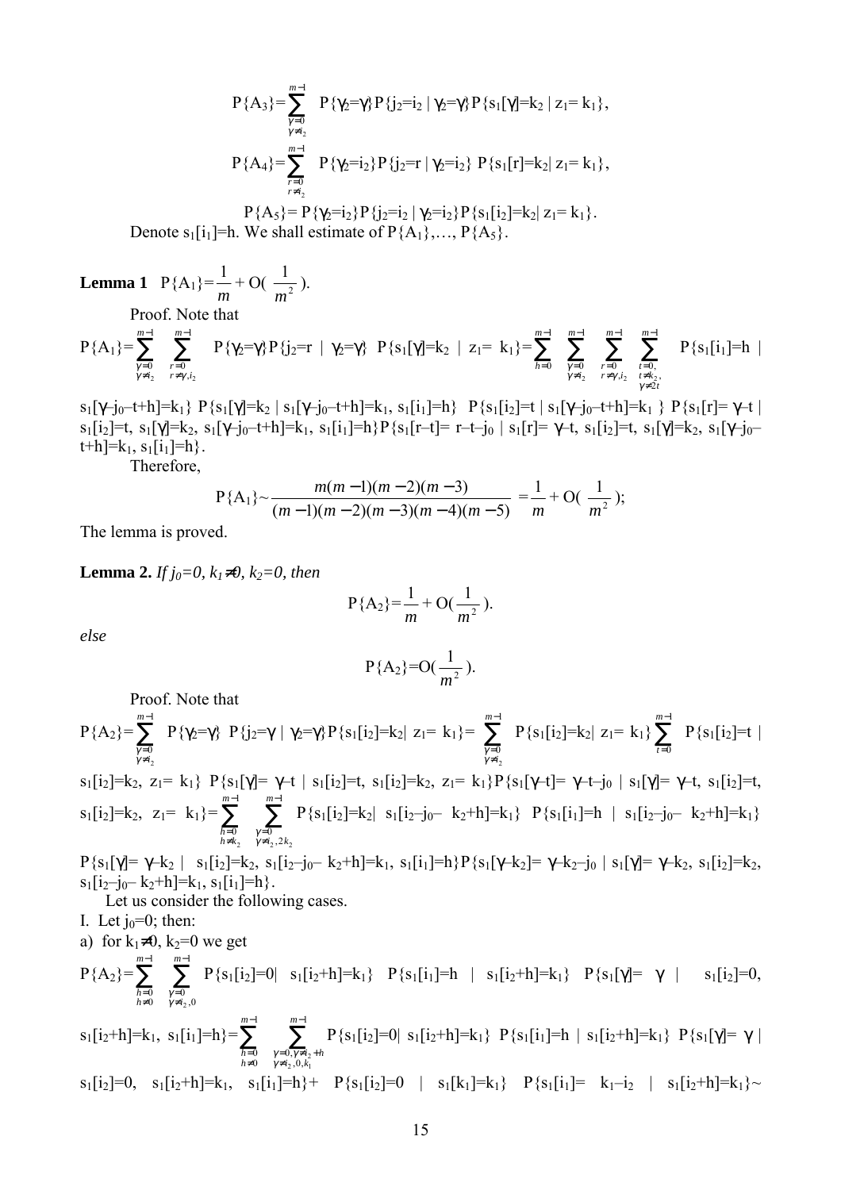$$\mathrm{P}\{A_3\}=\sum_{\substack{\gamma=0\\ \gamma\neq i_2}}^{m-1} \mathrm{P}\{\gamma_2=\gamma\}\mathrm{P}\{j_2=i_2 \mid \gamma_2=\gamma\}\mathrm{P}\{s_1[\gamma]=k_2 \mid z_1=k_1\},$$

$$\mathrm{P}\{A_4\}=\sum_{\substack{r=0\\ r\neq i_2}}^{m-1} \mathrm{P}\{\gamma_2=i_2\}\mathrm{P}\{j_2=r \mid \gamma_2=i_2\}\ \mathrm{P}\{s_1[r]=k_2 \mid z_1=k_1\},$$

$$\mathrm{P}\{A_5\}=\mathrm{P}\{\gamma_2=i_2\}\mathrm{P}\{j_2=i_2 \mid \gamma_2=i_2\}\mathrm{P}\{s_1[i_2]=k_2 \mid z_1=k_1\}.$$

Denote $s_1[i_1]=h$. We shall estimate of $\mathrm{P}\{A_1\},\ldots,\mathrm{P}\{A_5\}$.

**Lemma 1** $\mathrm{P}\{A_1\}=\frac{1}{m}+\mathrm{O}(\frac{1}{m^2})$.

Proof. Note that

$\mathrm{P}\{A_1\}=\sum_{\substack{\gamma=0\\ \gamma\neq i_2}}^{m-1}\sum_{\substack{r=0\\ r\neq\gamma,i_2}}^{m-1} \mathrm{P}\{\gamma_2=\gamma\}\mathrm{P}\{j_2=r \mid \gamma_2=\gamma\}\ \mathrm{P}\{s_1[\gamma]=k_2 \mid z_1=k_1\}=\sum_{h=0}^{m-1}\sum_{\substack{\gamma=0\\ \gamma\neq i_2}}^{m-1}\sum_{\substack{r=0\\ r\neq\gamma,i_2}}^{m-1}\sum_{\substack{t=0,\\ t\neq k_2,\\ \gamma\neq 2t}}^{m-1} \mathrm{P}\{s_1[i_1]=h \mid s_1[\gamma-j_0-t+h]=k_1\}\ \mathrm{P}\{s_1[\gamma]=k_2 \mid s_1[\gamma-j_0-t+h]=k_1,\ s_1[i_1]=h\}\ \ \mathrm{P}\{s_1[i_2]=t \mid s_1[\gamma-j_0-t+h]=k_1\}\ \mathrm{P}\{s_1[r]=\gamma-t \mid s_1[i_2]=t,\ s_1[\gamma]=k_2,\ s_1[\gamma-j_0-t+h]=k_1,\ s_1[i_1]=h\}\mathrm{P}\{s_1[r-t]=r-t-j_0 \mid s_1[r]=\gamma-t,\ s_1[i_2]=t,\ s_1[\gamma]=k_2,\ s_1[\gamma-j_0-t+h]=k_1,\ s_1[i_1]=h\}$.

Therefore,

$$\mathrm{P}\{A_1\}\sim\frac{m(m-1)(m-2)(m-3)}{(m-1)(m-2)(m-3)(m-4)(m-5)}=\frac{1}{m}+\mathrm{O}(\frac{1}{m^2});$$

The lemma is proved.

**Lemma 2.** *If $j_0=0$, $k_1\neq 0$, $k_2=0$, then*

$$\mathrm{P}\{A_2\}=\frac{1}{m}+\mathrm{O}(\frac{1}{m^2}).$$

*else*

$$\mathrm{P}\{A_2\}=\mathrm{O}(\frac{1}{m^2}).$$

Proof. Note that

$\mathrm{P}\{A_2\}=\sum_{\substack{\gamma=0\\ \gamma\neq i_2}}^{m-1} \mathrm{P}\{\gamma_2=\gamma\}\ \mathrm{P}\{j_2=\gamma \mid \gamma_2=\gamma\}\mathrm{P}\{s_1[i_2]=k_2 \mid z_1=k_1\}=\sum_{\substack{\gamma=0\\ \gamma\neq i_2}}^{m-1} \mathrm{P}\{s_1[i_2]=k_2 \mid z_1=k_1\}\sum_{t=0}^{m-1} \mathrm{P}\{s_1[i_2]=t \mid s_1[i_2]=k_2,\ z_1=k_1\}\ \mathrm{P}\{s_1[\gamma]=\gamma-t \mid s_1[i_2]=t,\ s_1[i_2]=k_2,\ z_1=k_1\}\mathrm{P}\{s_1[\gamma-t]=\gamma-t-j_0 \mid s_1[\gamma]=\gamma-t,\ s_1[i_2]=t,\ s_1[i_2]=k_2,\ z_1=k_1\}=\sum_{\substack{h=0\\ h\neq k_2}}^{m-1}\sum_{\substack{\gamma=0\\ \gamma\neq i_2,2k_2}}^{m-1} \mathrm{P}\{s_1[i_2]=k_2 \mid s_1[i_2-j_0-k_2+h]=k_1\}\ \ \mathrm{P}\{s_1[i_1]=h \mid s_1[i_2-j_0-k_2+h]=k_1\}$

$\mathrm{P}\{s_1[\gamma]=\gamma-k_2 \mid s_1[i_2]=k_2,\ s_1[i_2-j_0-k_2+h]=k_1,\ s_1[i_1]=h\}\mathrm{P}\{s_1[\gamma-k_2]=\gamma-k_2-j_0 \mid s_1[\gamma]=\gamma-k_2,\ s_1[i_2]=k_2,\ s_1[i_2-j_0-k_2+h]=k_1,\ s_1[i_1]=h\}$.

Let us consider the following cases.

I. Let $j_0=0$; then:

a) for $k_1\neq 0$, $k_2=0$ we get

$\mathrm{P}\{A_2\}=\sum_{\substack{h=0\\ h\neq 0}}^{m-1}\sum_{\substack{\gamma=0\\ \gamma\neq i_2,0}}^{m-1} \mathrm{P}\{s_1[i_2]=0 \mid s_1[i_2+h]=k_1\}\ \ \mathrm{P}\{s_1[i_1]=h \mid s_1[i_2+h]=k_1\}\ \ \mathrm{P}\{s_1[\gamma]=\gamma \mid s_1[i_2]=0,\ s_1[i_2+h]=k_1,\ s_1[i_1]=h\}=\sum_{\substack{h=0\\ h\neq 0}}^{m-1}\sum_{\substack{\gamma=0,\gamma\neq i_2+h\\ \gamma\neq i_2,0,k_1}}^{m-1} \mathrm{P}\{s_1[i_2]=0 \mid s_1[i_2+h]=k_1\}\ \mathrm{P}\{s_1[i_1]=h \mid s_1[i_2+h]=k_1\}\ \mathrm{P}\{s_1[\gamma]=\gamma \mid s_1[i_2]=0,\ \ s_1[i_2+h]=k_1,\ \ s_1[i_1]=h\}+\ \ \mathrm{P}\{s_1[i_2]=0 \mid s_1[k_1]=k_1\}\ \ \mathrm{P}\{s_1[i_1]=k_1-i_2 \mid s_1[i_2+h]=k_1\}\sim$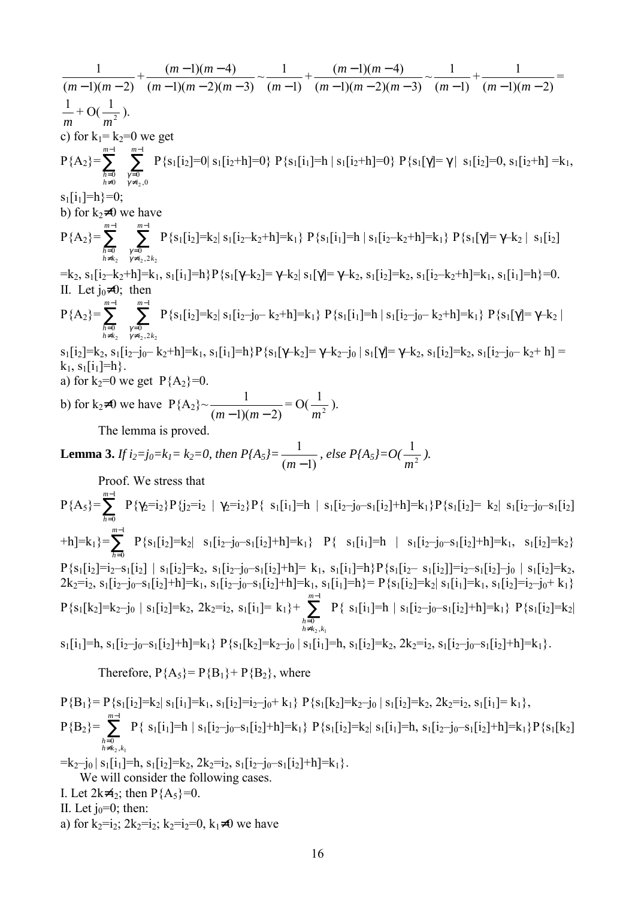$$\frac{1}{(m-1)(m-2)}+\frac{(m-1)(m-4)}{(m-1)(m-2)(m-3)}\sim\frac{1}{(m-1)}+\frac{(m-1)(m-4)}{(m-1)(m-2)(m-3)}\sim\frac{1}{(m-1)}+\frac{1}{(m-1)(m-2)}=$$

$\frac{1}{m}+O(\frac{1}{m^2})$.

c) for $k_1=k_2=0$ we get

$P\{A_2\}=\sum_{\substack{h=0\\h\neq 0}}^{m-1}\sum_{\substack{\gamma=0\\\gamma\neq i_2,0}}^{m-1} P\{s_1[i_2]=0|\ s_1[i_2+h]=0\}\ P\{s_1[i_1]=h\ |\ s_1[i_2+h]=0\}\ P\{s_1[\gamma]=\gamma\ |\ \ s_1[i_2]=0,\ s_1[i_2+h]=k_1,$ $s_1[i_1]=h\}=0;$

b) for $k_2\neq 0$ we have

$P\{A_2\}=\sum_{\substack{h=0\\h\neq k_2}}^{m-1}\sum_{\substack{\gamma=0\\\gamma\neq i_2,2k_2}}^{m-1} P\{s_1[i_2]=k_2|\ s_1[i_2-k_2+h]=k_1\}\ P\{s_1[i_1]=h\ |\ s_1[i_2-k_2+h]=k_1\}\ P\{s_1[\gamma]=\gamma-k_2\ |\ \ s_1[i_2]$ $=k_2,\ s_1[i_2-k_2+h]=k_1,\ s_1[i_1]=h\}P\{s_1[\gamma-k_2]=\gamma-k_2|\ s_1[\gamma]=\gamma-k_2,\ s_1[i_2]=k_2,\ s_1[i_2-k_2+h]=k_1,\ s_1[i_1]=h\}=0.$

II. Let $j_0\neq 0$; then

$P\{A_2\}=\sum_{\substack{h=0\\h\neq k_2}}^{m-1}\sum_{\substack{\gamma=0\\\gamma\neq i_2,2k_2}}^{m-1} P\{s_1[i_2]=k_2|\ s_1[i_2-j_0-k_2+h]=k_1\}\ P\{s_1[i_1]=h\ |\ s_1[i_2-j_0-k_2+h]=k_1\}\ P\{s_1[\gamma]=\gamma-k_2\ |$ $s_1[i_2]=k_2,\ s_1[i_2-j_0-k_2+h]=k_1,\ s_1[i_1]=h\}P\{s_1[\gamma-k_2]=\gamma-k_2-j_0\ |\ s_1[\gamma]=\gamma-k_2,\ s_1[i_2]=k_2,\ s_1[i_2-j_0-k_2+h]=k_1,\ s_1[i_1]=h\}.$

a) for $k_2=0$ we get $P\{A_2\}=0$.

b) for $k_2\neq 0$ we have $P\{A_2\}\sim\frac{1}{(m-1)(m-2)}=O(\frac{1}{m^2})$.

The lemma is proved.

**Lemma 3.** *If $i_2=j_0=k_1=k_2=0$, then $P\{A_5\}=\frac{1}{(m-1)}$, else $P\{A_5\}=O(\frac{1}{m^2})$.*

Proof. We stress that

$P\{A_5\}=\sum_{h=0}^{m-1} P\{\gamma_2=i_2\}P\{j_2=i_2\ |\ \gamma_2=i_2\}P\{\ s_1[i_1]=h\ |\ s_1[i_2-j_0-s_1[i_2]+h]=k_1\}P\{s_1[i_2]=\ k_2|\ s_1[i_2-j_0-s_1[i_2]$ $+h]=k_1\}=\sum_{h=0}^{m-1} P\{s_1[i_2]=k_2|\ \ s_1[i_2-j_0-s_1[i_2]+h]=k_1\}\ \ P\{\ \ s_1[i_1]=h\ \ |\ \ s_1[i_2-j_0-s_1[i_2]+h]=k_1,\ \ s_1[i_2]=k_2\}$ $P\{s_1[i_2]=i_2-s_1[i_2]\ |\ s_1[i_2]=k_2,\ s_1[i_2-j_0-s_1[i_2]+h]=\ k_1,\ s_1[i_1]=h\}P\{s_1[i_2-\ s_1[i_2]]=i_2-s_1[i_2]-j_0\ |\ s_1[i_2]=k_2,$ $2k_2=i_2,\ s_1[i_2-j_0-s_1[i_2]+h]=k_1,\ s_1[i_2-j_0-s_1[i_2]+h]=k_1,\ s_1[i_1]=h\}=P\{s_1[i_2]=k_2|\ s_1[i_1]=k_1,\ s_1[i_2]=i_2-j_0+\ k_1\}$ $P\{s_1[k_2]=k_2-j_0\ |\ s_1[i_2]=k_2,\ 2k_2=i_2,\ s_1[i_1]=\ k_1\}+\sum_{\substack{h=0\\h\neq k_2,k_1}}^{m-1} P\{\ s_1[i_1]=h\ |\ s_1[i_2-j_0-s_1[i_2]+h]=k_1\}\ P\{s_1[i_2]=k_2|$ $s_1[i_1]=h,\ s_1[i_2-j_0-s_1[i_2]+h]=k_1\}\ P\{s_1[k_2]=k_2-j_0\ |\ s_1[i_1]=h,\ s_1[i_2]=k_2,\ 2k_2=i_2,\ s_1[i_2-j_0-s_1[i_2]+h]=k_1\}.$

Therefore, $P\{A_5\}=P\{B_1\}+P\{B_2\}$, where

$P\{B_1\}=P\{s_1[i_2]=k_2|\ s_1[i_1]=k_1,\ s_1[i_2]=i_2-j_0+\ k_1\}\ P\{s_1[k_2]=k_2-j_0\ |\ s_1[i_2]=k_2,\ 2k_2=i_2,\ s_1[i_1]=\ k_1\},$

$P\{B_2\}=\sum_{\substack{h=0\\h\neq k_2,k_1}}^{m-1} P\{\ s_1[i_1]=h\ |\ s_1[i_2-j_0-s_1[i_2]+h]=k_1\}\ P\{s_1[i_2]=k_2|\ s_1[i_1]=h,\ s_1[i_2-j_0-s_1[i_2]+h]=k_1\}P\{s_1[k_2]$ $=k_2-j_0\ |\ s_1[i_1]=h,\ s_1[i_2]=k_2,\ 2k_2=i_2,\ s_1[i_2-j_0-s_1[i_2]+h]=k_1\}.$

We will consider the following cases.

I. Let $2k\neq i_2$; then $P\{A_5\}=0$.

II. Let $j_0=0$; then:

a) for $k_2=i_2$; $2k_2=i_2$; $k_2=i_2=0$, $k_1\neq 0$ we have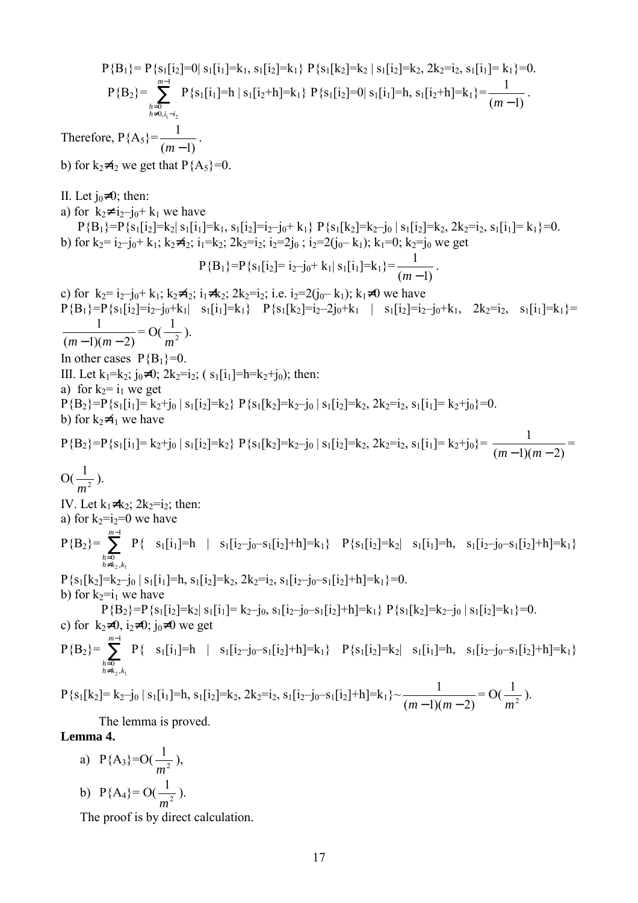$$P\{B_1\}= P\{s_1[i_2]=0 \mid s_1[i_1]=k_1, s_1[i_2]=k_1\}\ P\{s_1[k_2]=k_2 \mid s_1[i_2]=k_2, 2k_2=i_2, s_1[i_1]= k_1\}=0.$$

$$P\{B_2\}= \sum_{\substack{h=0 \\ h\neq 0, i_1-i_2}}^{m-1} P\{s_1[i_1]=h \mid s_1[i_2+h]=k_1\}\ P\{s_1[i_2]=0 \mid s_1[i_1]=h, s_1[i_2+h]=k_1\}=\frac{1}{(m-1)}.$$

Therefore, $P\{A_5\}=\frac{1}{(m-1)}$.

b) for $k_2\neq i_2$ we get that $P\{A_5\}=0$.

II. Let $j_0\neq 0$; then:

a) for $k_2\neq i_2-j_0+ k_1$ we have

$$P\{B_1\}=P\{s_1[i_2]=k_2 \mid s_1[i_1]=k_1, s_1[i_2]=i_2-j_0+ k_1\}\ P\{s_1[k_2]=k_2-j_0 \mid s_1[i_2]=k_2, 2k_2=i_2, s_1[i_1]= k_1\}=0.$$

b) for $k_2= i_2-j_0+ k_1$; $k_2\neq i_2$; $i_1=k_2$; $2k_2=i_2$; $i_2=2j_0$ ; $i_2=2(j_0- k_1)$; $k_1=0$; $k_2=j_0$ we get

$$P\{B_1\}=P\{s_1[i_2]= i_2-j_0+ k_1 \mid s_1[i_1]=k_1\}=\frac{1}{(m-1)}.$$

c) for $k_2= i_2-j_0+ k_1$; $k_2\neq i_2$; $i_1\neq k_2$; $2k_2=i_2$; i.e. $i_2=2(j_0- k_1)$; $k_1\neq 0$ we have

$P\{B_1\}=P\{s_1[i_2]=i_2-j_0+k_1 \mid s_1[i_1]=k_1\}\ P\{s_1[k_2]=i_2-2j_0+k_1 \mid s_1[i_2]=i_2-j_0+k_1, 2k_2=i_2, s_1[i_1]=k_1\}= \frac{1}{(m-1)(m-2)}= O(\frac{1}{m^2})$.

In other cases $P\{B_1\}=0$.

III. Let $k_1=k_2$; $j_0\neq 0$; $2k_2=i_2$; ( $s_1[i_1]=h=k_2+j_0$); then:

a) for $k_2= i_1$ we get

$$P\{B_2\}=P\{s_1[i_1]= k_2+j_0 \mid s_1[i_2]=k_2\}\ P\{s_1[k_2]=k_2-j_0 \mid s_1[i_2]=k_2, 2k_2=i_2, s_1[i_1]= k_2+j_0\}=0.$$

b) for $k_2\neq i_1$ we have

$P\{B_2\}=P\{s_1[i_1]= k_2+j_0 \mid s_1[i_2]=k_2\}\ P\{s_1[k_2]=k_2-j_0 \mid s_1[i_2]=k_2, 2k_2=i_2, s_1[i_1]= k_2+j_0\}= \frac{1}{(m-1)(m-2)}= O(\frac{1}{m^2})$.

IV. Let $k_1\neq k_2$; $2k_2=i_2$; then:

a) for $k_2=i_2=0$ we have

$P\{B_2\}= \sum_{\substack{h=0 \\ h\neq k_2, k_1}}^{m-1} P\{s_1[i_1]=h \mid s_1[i_2-j_0-s_1[i_2]+h]=k_1\}\ P\{s_1[i_2]=k_2 \mid s_1[i_1]=h, s_1[i_2-j_0-s_1[i_2]+h]=k_1\}$ $P\{s_1[k_2]=k_2-j_0 \mid s_1[i_1]=h, s_1[i_2]=k_2, 2k_2=i_2, s_1[i_2-j_0-s_1[i_2]+h]=k_1\}=0.$

b) for $k_2=i_1$ we have

$$P\{B_2\}=P\{s_1[i_2]=k_2 \mid s_1[i_1]= k_2-j_0, s_1[i_2-j_0-s_1[i_2]+h]=k_1\}\ P\{s_1[k_2]=k_2-j_0 \mid s_1[i_2]=k_1\}=0.$$

c) for $k_2\neq 0$, $i_2\neq 0$; $j_0\neq 0$ we get

$P\{B_2\}= \sum_{\substack{h=0 \\ h\neq k_2, k_1}}^{m-1} P\{s_1[i_1]=h \mid s_1[i_2-j_0-s_1[i_2]+h]=k_1\}\ P\{s_1[i_2]=k_2 \mid s_1[i_1]=h, s_1[i_2-j_0-s_1[i_2]+h]=k_1\}$ $P\{s_1[k_2]= k_2-j_0 \mid s_1[i_1]=h, s_1[i_2]=k_2, 2k_2=i_2, s_1[i_2-j_0-s_1[i_2]+h]=k_1\}\sim\frac{1}{(m-1)(m-2)}= O(\frac{1}{m^2})$.

The lemma is proved.

**Lemma 4.**

a) $P\{A_3\}=O(\frac{1}{m^2})$,

b) $P\{A_4\}= O(\frac{1}{m^2})$.

The proof is by direct calculation.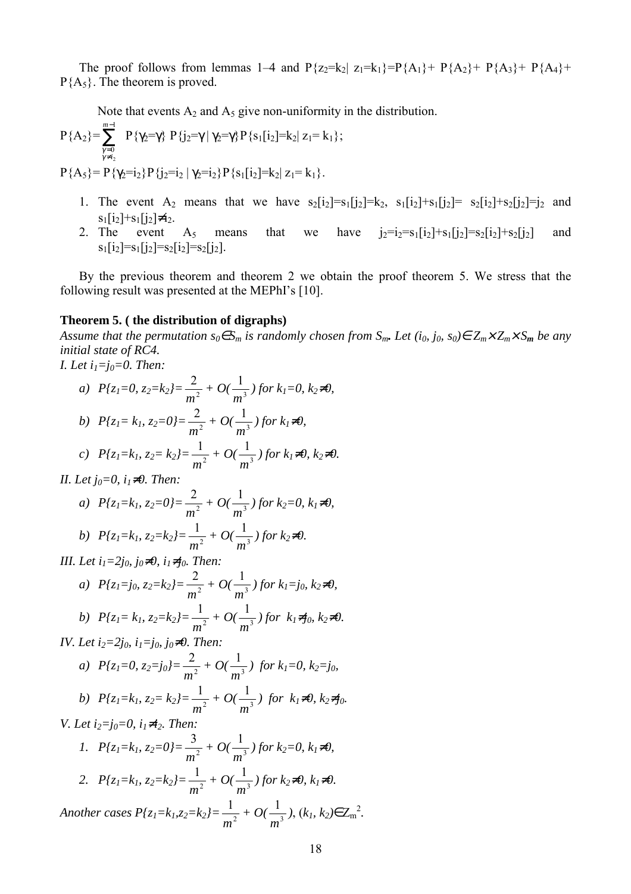The proof follows from lemmas 1–4 and $P\{z_2=k_2 | z_1=k_1\}=P\{A_1\}+P\{A_2\}+P\{A_3\}+P\{A_4\}+P\{A_5\}$. The theorem is proved.

Note that events $A_2$ and $A_5$ give non-uniformity in the distribution.

$$P\{A_2\}=\sum_{\substack{\gamma=0\\ \gamma\neq i_2}}^{m-1} P\{\gamma_2=\gamma\}\, P\{j_2=\gamma \mid \gamma_2=\gamma\}\, P\{s_1[i_2]=k_2 \mid z_1=k_1\};$$

$$P\{A_5\}=P\{\gamma_2=i_2\}P\{j_2=i_2 \mid \gamma_2=i_2\}P\{s_1[i_2]=k_2 \mid z_1=k_1\}.$$

1. The event $A_2$ means that we have $s_2[i_2]=s_1[j_2]=k_2$, $s_1[i_2]+s_1[j_2]=s_2[i_2]+s_2[j_2]=j_2$ and $s_1[i_2]+s_1[j_2]\neq i_2$.
2. The event $A_5$ means that we have $j_2=i_2=s_1[i_2]+s_1[j_2]=s_2[i_2]+s_2[j_2]$ and $s_1[i_2]=s_1[j_2]=s_2[i_2]=s_2[j_2]$.

By the previous theorem and theorem 2 we obtain the proof theorem 5. We stress that the following result was presented at the MEPhI's [10].

**Theorem 5. ( the distribution of digraphs)**

*Assume that the permutation $s_0\in S_m$ is randomly chosen from $S_m$. Let $(i_0, j_0, s_0)\in Z_m\times Z_m\times S_m$ be any initial state of RC4.*

*I. Let $i_1=j_0=0$. Then:*

a) $P\{z_1=0, z_2=k_2\}=\frac{2}{m^2}+O(\frac{1}{m^3})$ *for* $k_1=0, k_2\neq 0$,

b) $P\{z_1=k_1, z_2=0\}=\frac{2}{m^2}+O(\frac{1}{m^3})$ *for* $k_1\neq 0$,

c) $P\{z_1=k_1, z_2=k_2\}=\frac{1}{m^2}+O(\frac{1}{m^3})$ *for* $k_1\neq 0, k_2\neq 0$.

*II. Let $j_0=0$, $i_1\neq 0$. Then:*

a) $P\{z_1=k_1, z_2=0\}=\frac{2}{m^2}+O(\frac{1}{m^3})$ *for* $k_2=0, k_1\neq 0$,

b) $P\{z_1=k_1, z_2=k_2\}=\frac{1}{m^2}+O(\frac{1}{m^3})$ *for* $k_2\neq 0$.

*III. Let $i_1=2j_0$, $j_0\neq 0$, $i_1\neq j_0$. Then:*

a) $P\{z_1=j_0, z_2=k_2\}=\frac{2}{m^2}+O(\frac{1}{m^3})$ *for* $k_1=j_0, k_2\neq 0$,

b) $P\{z_1=k_1, z_2=k_2\}=\frac{1}{m^2}+O(\frac{1}{m^3})$ *for* $k_1\neq j_0, k_2\neq 0$.

*IV. Let $i_2=2j_0$, $i_1=j_0$, $j_0\neq 0$. Then:*

a) $P\{z_1=0, z_2=j_0\}=\frac{2}{m^2}+O(\frac{1}{m^3})$ *for* $k_1=0, k_2=j_0$,

b) $P\{z_1=k_1, z_2=k_2\}=\frac{1}{m^2}+O(\frac{1}{m^3})$ *for* $k_1\neq 0, k_2\neq j_0$.

*V. Let $i_2=j_0=0$, $i_1\neq i_2$. Then:*

1. $P\{z_1=k_1, z_2=0\}=\frac{3}{m^2}+O(\frac{1}{m^3})$ *for* $k_2=0, k_1\neq 0$,
2. $P\{z_1=k_1, z_2=k_2\}=\frac{1}{m^2}+O(\frac{1}{m^3})$ *for* $k_2\neq 0, k_1\neq 0$.

*Another cases* $P\{z_1=k_1, z_2=k_2\}=\frac{1}{m^2}+O(\frac{1}{m^3})$, $(k_1, k_2)\in Z_m^2$.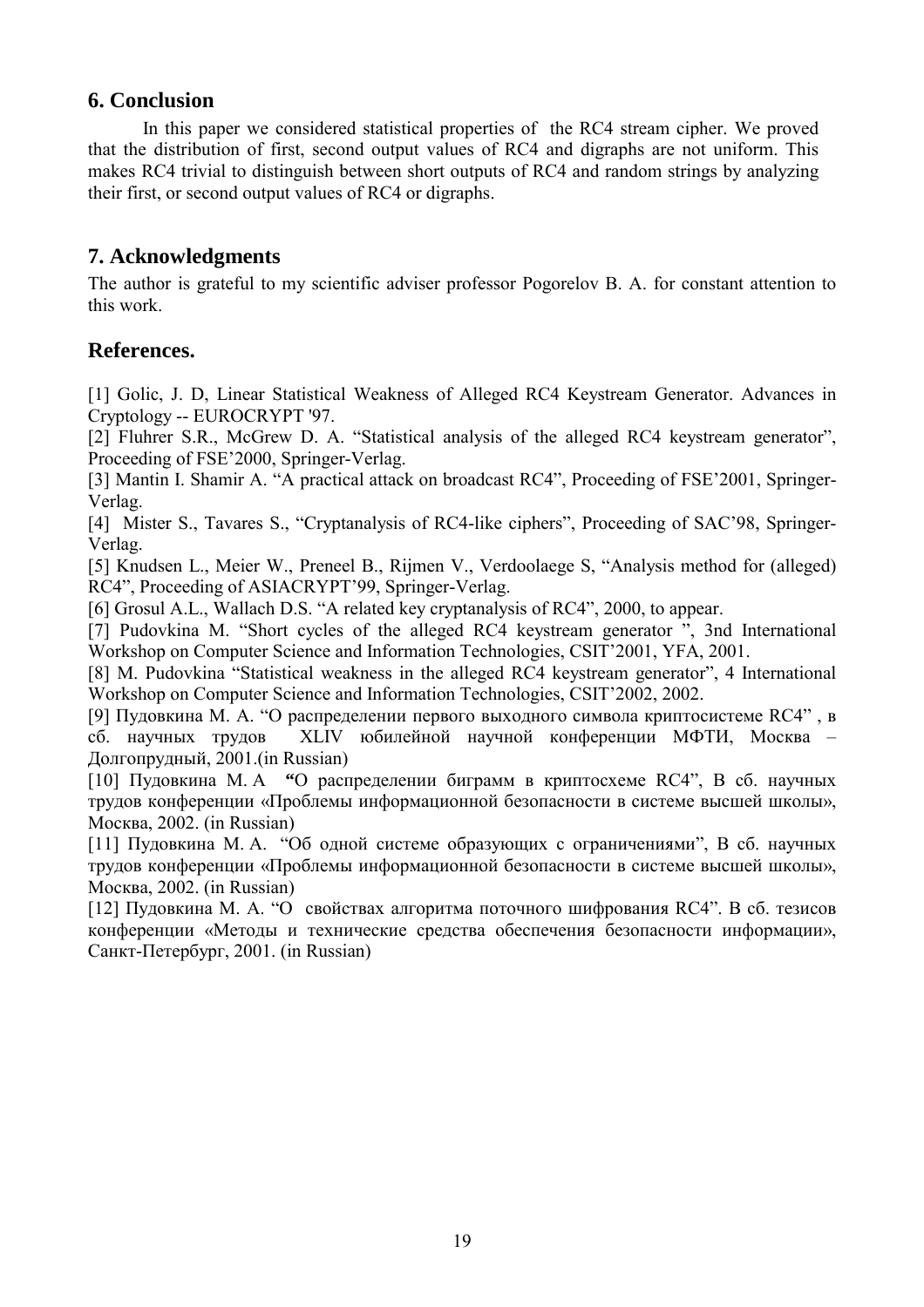## 6. Conclusion

In this paper we considered statistical properties of the RC4 stream cipher. We proved that the distribution of first, second output values of RC4 and digraphs are not uniform. This makes RC4 trivial to distinguish between short outputs of RC4 and random strings by analyzing their first, or second output values of RC4 or digraphs.

## 7. Acknowledgments

The author is grateful to my scientific adviser professor Pogorelov B. A. for constant attention to this work.

## References.

[1] Golic, J. D, Linear Statistical Weakness of Alleged RC4 Keystream Generator. Advances in Cryptology -- EUROCRYPT '97.

[2] Fluhrer S.R., McGrew D. A. "Statistical analysis of the alleged RC4 keystream generator", Proceeding of FSE'2000, Springer-Verlag.

[3] Mantin I. Shamir A. "A practical attack on broadcast RC4", Proceeding of FSE'2001, Springer-Verlag.

[4] Mister S., Tavares S., "Cryptanalysis of RC4-like ciphers", Proceeding of SAC'98, Springer-Verlag.

[5] Knudsen L., Meier W., Preneel B., Rijmen V., Verdoolaege S, "Analysis method for (alleged) RC4", Proceeding of ASIACRYPT'99, Springer-Verlag.

[6] Grosul A.L., Wallach D.S. "A related key cryptanalysis of RC4", 2000, to appear.

[7] Pudovkina M. "Short cycles of the alleged RC4 keystream generator ", 3nd International Workshop on Computer Science and Information Technologies, CSIT'2001, YFA, 2001.

[8] M. Pudovkina "Statistical weakness in the alleged RC4 keystream generator", 4 International Workshop on Computer Science and Information Technologies, CSIT'2002, 2002.

[9] Пудовкина М. А. "О распределении первого выходного символа криптосистеме RC4" , в сб. научных трудов XLIV юбилейной научной конференции МФТИ, Москва – Долгопрудный, 2001.(in Russian)

[10] Пудовкина М. А "О распределении биграмм в криптосхеме RC4", В сб. научных трудов конференции «Проблемы информационной безопасности в системе высшей школы», Москва, 2002. (in Russian)

[11] Пудовкина М. А. "Об одной системе образующих с ограничениями", В сб. научных трудов конференции «Проблемы информационной безопасности в системе высшей школы», Москва, 2002. (in Russian)

[12] Пудовкина М. А. "О свойствах алгоритма поточного шифрования RC4". В сб. тезисов конференции «Методы и технические средства обеспечения безопасности информации», Санкт-Петербург, 2001. (in Russian)